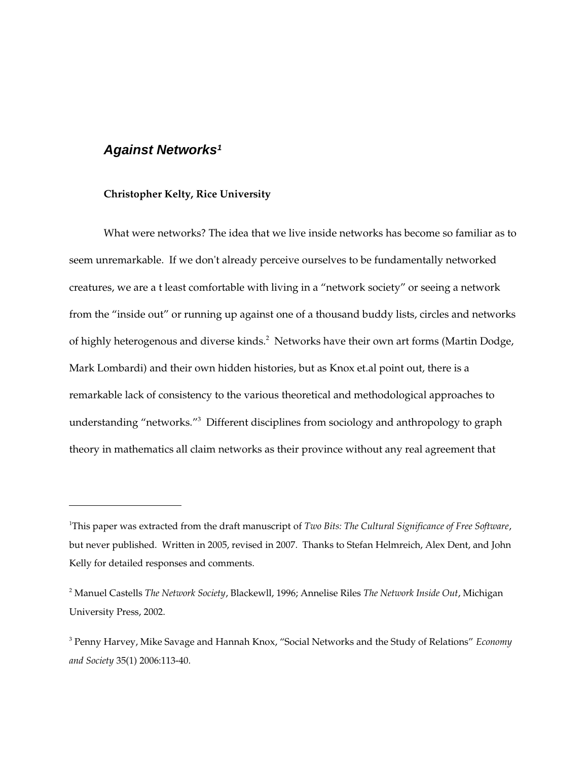# *Against Networks*[1]

**Christopher Kelty, Rice University**

What were networks? The idea that we live inside networks has become so familiar as to seem unremarkable. If we don't already perceive ourselves to be fundamentally networked creatures, we are a t least comfortable with living in a "network society" or seeing a network from the "inside out" or running up against one of a thousand buddy lists, circles and networks of highly heterogenous and diverse kinds.[2] Networks have their own art forms (Martin Dodge, Mark Lombardi) and their own hidden histories, but as Knox et.al point out, there is a remarkable lack of consistency to the various theoretical and methodological approaches to understanding "networks."[3] Different disciplines from sociology and anthropology to graph theory in mathematics all claim networks as their province without any real agreement that

---

[1]This paper was extracted from the draft manuscript of *Two Bits: The Cultural Significance of Free Software*, but never published. Written in 2005, revised in 2007. Thanks to Stefan Helmreich, Alex Dent, and John Kelly for detailed responses and comments.

[2] Manuel Castells *The Network Society*, Blackewll, 1996; Annelise Riles *The Network Inside Out*, Michigan University Press, 2002.

[3] Penny Harvey, Mike Savage and Hannah Knox, "Social Networks and the Study of Relations" *Economy and Society* 35(1) 2006:113-40.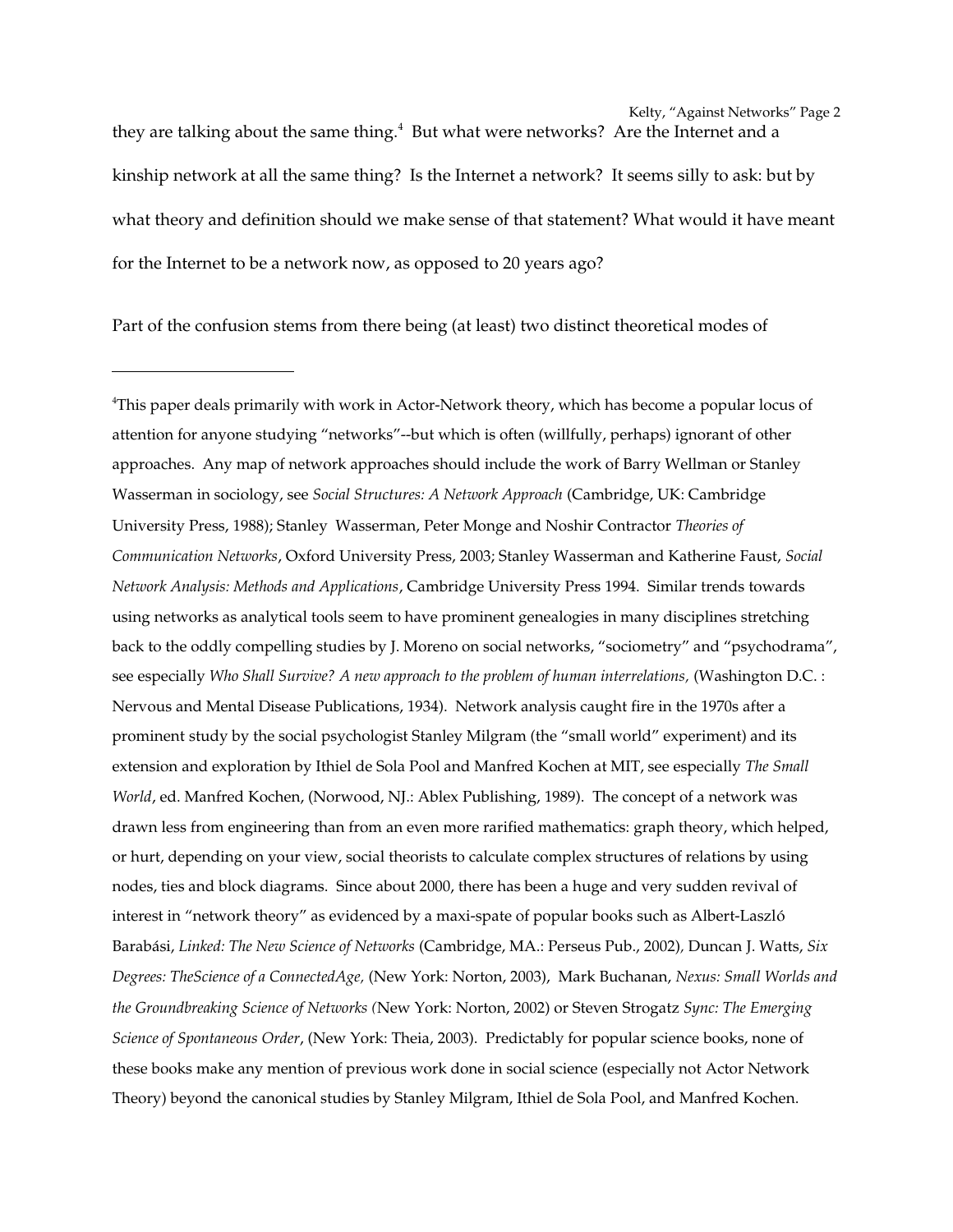they are talking about the same thing.[4] But what were networks? Are the Internet and a kinship network at all the same thing? Is the Internet a network? It seems silly to ask: but by what theory and definition should we make sense of that statement? What would it have meant for the Internet to be a network now, as opposed to 20 years ago?

Part of the confusion stems from there being (at least) two distinct theoretical modes of

---

[4]This paper deals primarily with work in Actor-Network theory, which has become a popular locus of attention for anyone studying "networks"--but which is often (willfully, perhaps) ignorant of other approaches. Any map of network approaches should include the work of Barry Wellman or Stanley Wasserman in sociology, see *Social Structures: A Network Approach* (Cambridge, UK: Cambridge University Press, 1988); Stanley Wasserman, Peter Monge and Noshir Contractor *Theories of Communication Networks*, Oxford University Press, 2003; Stanley Wasserman and Katherine Faust, *Social Network Analysis: Methods and Applications*, Cambridge University Press 1994. Similar trends towards using networks as analytical tools seem to have prominent genealogies in many disciplines stretching back to the oddly compelling studies by J. Moreno on social networks, "sociometry" and "psychodrama", see especially *Who Shall Survive? A new approach to the problem of human interrelations,* (Washington D.C. : Nervous and Mental Disease Publications, 1934). Network analysis caught fire in the 1970s after a prominent study by the social psychologist Stanley Milgram (the "small world" experiment) and its extension and exploration by Ithiel de Sola Pool and Manfred Kochen at MIT, see especially *The Small World*, ed. Manfred Kochen, (Norwood, NJ.: Ablex Publishing, 1989). The concept of a network was drawn less from engineering than from an even more rarified mathematics: graph theory, which helped, or hurt, depending on your view, social theorists to calculate complex structures of relations by using nodes, ties and block diagrams. Since about 2000, there has been a huge and very sudden revival of interest in "network theory" as evidenced by a maxi-spate of popular books such as Albert-Laszló Barabási, *Linked: The New Science of Networks* (Cambridge, MA.: Perseus Pub., 2002), Duncan J. Watts, *Six Degrees: TheScience of a ConnectedAge,* (New York: Norton, 2003), Mark Buchanan, *Nexus: Small Worlds and the Groundbreaking Science of Networks* (New York: Norton, 2002) or Steven Strogatz *Sync: The Emerging Science of Spontaneous Order*, (New York: Theia, 2003). Predictably for popular science books, none of these books make any mention of previous work done in social science (especially not Actor Network Theory) beyond the canonical studies by Stanley Milgram, Ithiel de Sola Pool, and Manfred Kochen.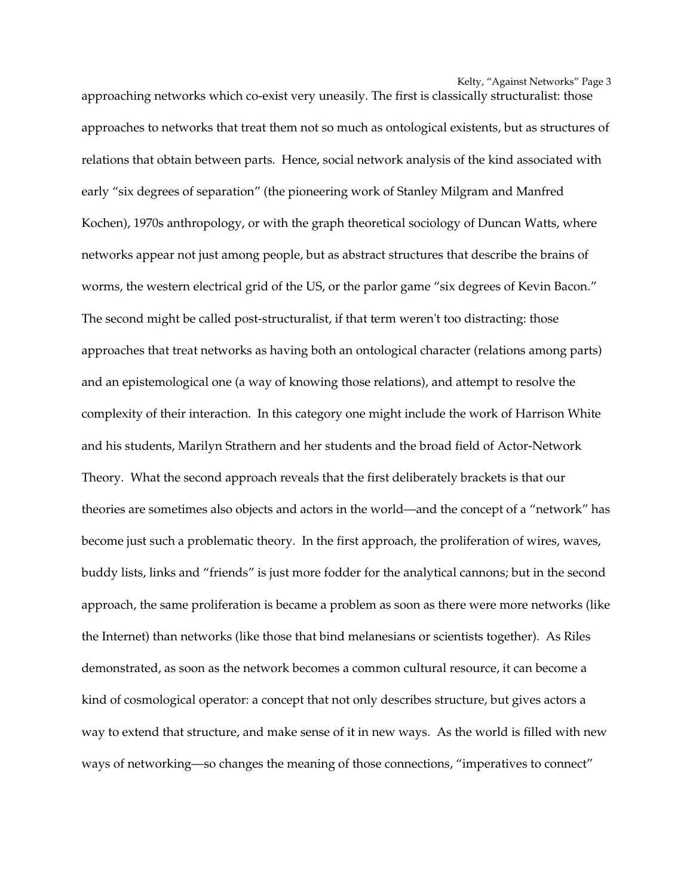approaching networks which co-exist very uneasily. The first is classically structuralist: those approaches to networks that treat them not so much as ontological existents, but as structures of relations that obtain between parts. Hence, social network analysis of the kind associated with early "six degrees of separation" (the pioneering work of Stanley Milgram and Manfred Kochen), 1970s anthropology, or with the graph theoretical sociology of Duncan Watts, where networks appear not just among people, but as abstract structures that describe the brains of worms, the western electrical grid of the US, or the parlor game "six degrees of Kevin Bacon." The second might be called post-structuralist, if that term weren't too distracting: those approaches that treat networks as having both an ontological character (relations among parts) and an epistemological one (a way of knowing those relations), and attempt to resolve the complexity of their interaction. In this category one might include the work of Harrison White and his students, Marilyn Strathern and her students and the broad field of Actor-Network Theory. What the second approach reveals that the first deliberately brackets is that our theories are sometimes also objects and actors in the world—and the concept of a "network" has become just such a problematic theory. In the first approach, the proliferation of wires, waves, buddy lists, links and "friends" is just more fodder for the analytical cannons; but in the second approach, the same proliferation is became a problem as soon as there were more networks (like the Internet) than networks (like those that bind melanesians or scientists together). As Riles demonstrated, as soon as the network becomes a common cultural resource, it can become a kind of cosmological operator: a concept that not only describes structure, but gives actors a way to extend that structure, and make sense of it in new ways. As the world is filled with new ways of networking—so changes the meaning of those connections, "imperatives to connect"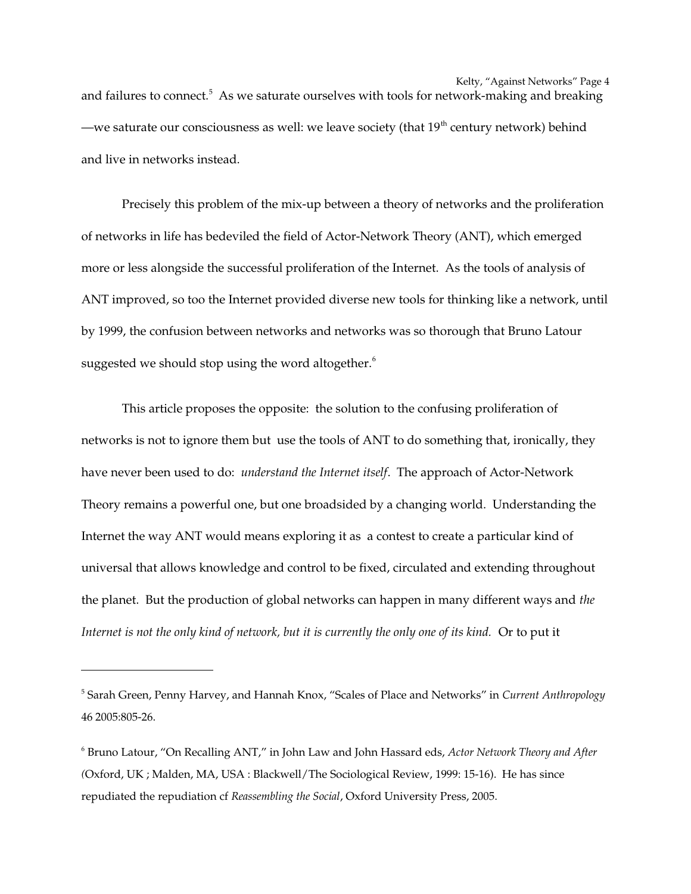and failures to connect.[5] As we saturate ourselves with tools for network-making and breaking—we saturate our consciousness as well: we leave society (that 19th century network) behind and live in networks instead.

Precisely this problem of the mix-up between a theory of networks and the proliferation of networks in life has bedeviled the field of Actor-Network Theory (ANT), which emerged more or less alongside the successful proliferation of the Internet. As the tools of analysis of ANT improved, so too the Internet provided diverse new tools for thinking like a network, until by 1999, the confusion between networks and networks was so thorough that Bruno Latour suggested we should stop using the word altogether.[6]

This article proposes the opposite: the solution to the confusing proliferation of networks is not to ignore them but use the tools of ANT to do something that, ironically, they have never been used to do: *understand the Internet itself*. The approach of Actor-Network Theory remains a powerful one, but one broadsided by a changing world. Understanding the Internet the way ANT would means exploring it as a contest to create a particular kind of universal that allows knowledge and control to be fixed, circulated and extending throughout the planet. But the production of global networks can happen in many different ways and *the Internet is not the only kind of network, but it is currently the only one of its kind.* Or to put it

---

[5] Sarah Green, Penny Harvey, and Hannah Knox, "Scales of Place and Networks" in *Current Anthropology* 46 2005:805-26.

[6] Bruno Latour, "On Recalling ANT," in John Law and John Hassard eds, *Actor Network Theory and After (*Oxford, UK ; Malden, MA, USA : Blackwell/The Sociological Review, 1999: 15-16). He has since repudiated the repudiation cf *Reassembling the Social*, Oxford University Press, 2005.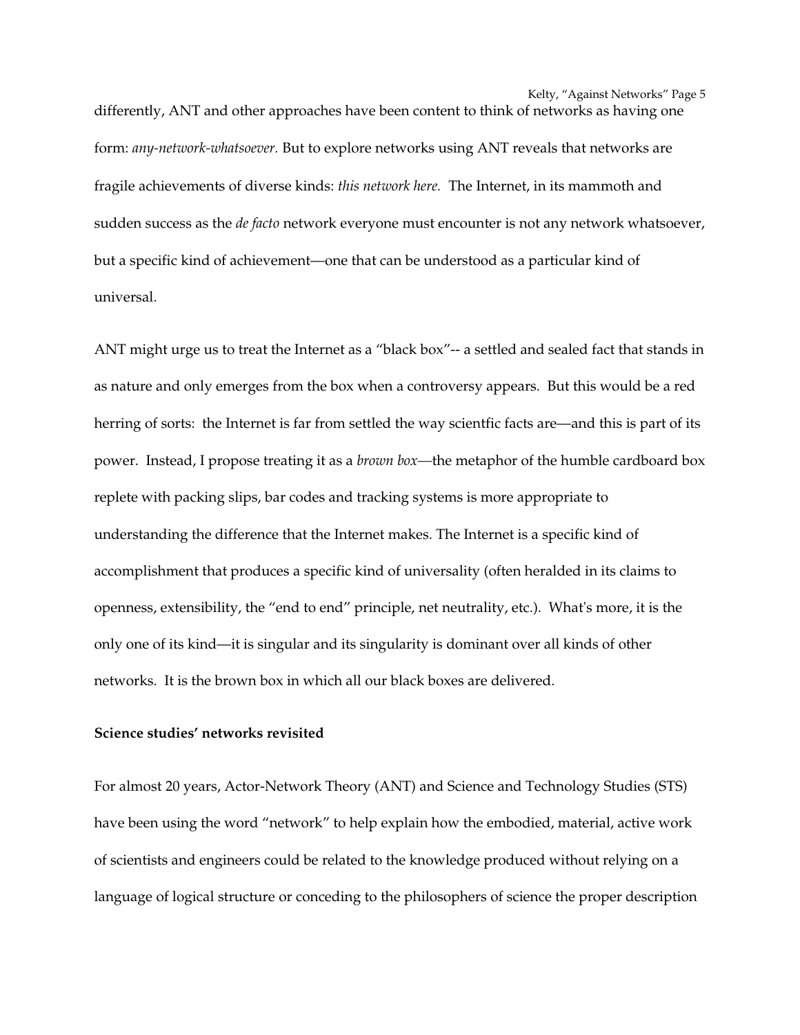differently, ANT and other approaches have been content to think of networks as having one form: *any-network-whatsoever.* But to explore networks using ANT reveals that networks are fragile achievements of diverse kinds: *this network here.* The Internet, in its mammoth and sudden success as the *de facto* network everyone must encounter is not any network whatsoever, but a specific kind of achievement—one that can be understood as a particular kind of universal.

ANT might urge us to treat the Internet as a "black box"-- a settled and sealed fact that stands in as nature and only emerges from the box when a controversy appears. But this would be a red herring of sorts: the Internet is far from settled the way scientfic facts are—and this is part of its power. Instead, I propose treating it as a *brown box*—the metaphor of the humble cardboard box replete with packing slips, bar codes and tracking systems is more appropriate to understanding the difference that the Internet makes. The Internet is a specific kind of accomplishment that produces a specific kind of universality (often heralded in its claims to openness, extensibility, the "end to end" principle, net neutrality, etc.). What's more, it is the only one of its kind—it is singular and its singularity is dominant over all kinds of other networks. It is the brown box in which all our black boxes are delivered.

**Science studies' networks revisited**

For almost 20 years, Actor-Network Theory (ANT) and Science and Technology Studies (STS) have been using the word "network" to help explain how the embodied, material, active work of scientists and engineers could be related to the knowledge produced without relying on a language of logical structure or conceding to the philosophers of science the proper description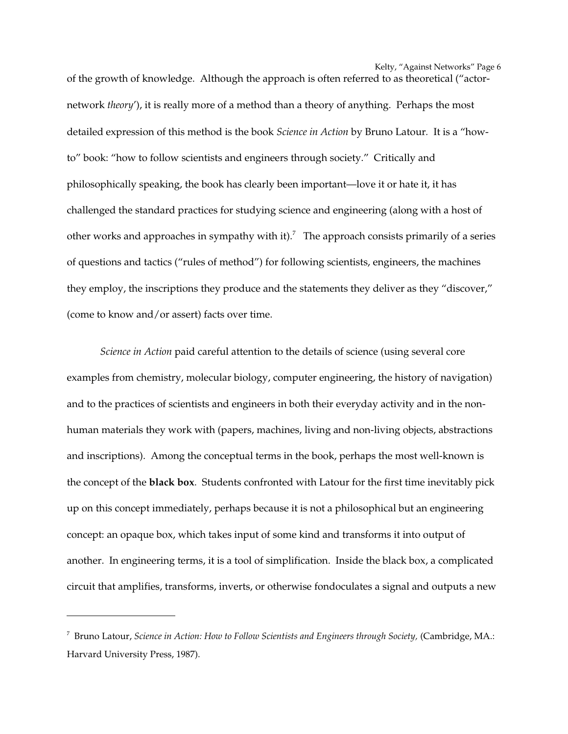of the growth of knowledge. Although the approach is often referred to as theoretical ("actor-network *theory*'), it is really more of a method than a theory of anything. Perhaps the most detailed expression of this method is the book *Science in Action* by Bruno Latour. It is a "how-to" book: "how to follow scientists and engineers through society." Critically and philosophically speaking, the book has clearly been important—love it or hate it, it has challenged the standard practices for studying science and engineering (along with a host of other works and approaches in sympathy with it).[7] The approach consists primarily of a series of questions and tactics ("rules of method") for following scientists, engineers, the machines they employ, the inscriptions they produce and the statements they deliver as they "discover," (come to know and/or assert) facts over time.

*Science in Action* paid careful attention to the details of science (using several core examples from chemistry, molecular biology, computer engineering, the history of navigation) and to the practices of scientists and engineers in both their everyday activity and in the non-human materials they work with (papers, machines, living and non-living objects, abstractions and inscriptions). Among the conceptual terms in the book, perhaps the most well-known is the concept of the **black box**. Students confronted with Latour for the first time inevitably pick up on this concept immediately, perhaps because it is not a philosophical but an engineering concept: an opaque box, which takes input of some kind and transforms it into output of another. In engineering terms, it is a tool of simplification. Inside the black box, a complicated circuit that amplifies, transforms, inverts, or otherwise fondoculates a signal and outputs a new

---

[7] Bruno Latour, *Science in Action: How to Follow Scientists and Engineers through Society,* (Cambridge, MA.: Harvard University Press, 1987).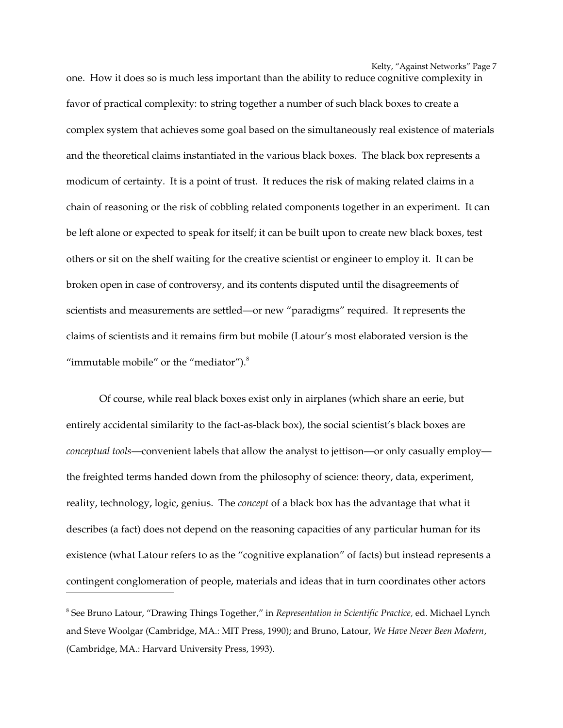one. How it does so is much less important than the ability to reduce cognitive complexity in favor of practical complexity: to string together a number of such black boxes to create a complex system that achieves some goal based on the simultaneously real existence of materials and the theoretical claims instantiated in the various black boxes. The black box represents a modicum of certainty. It is a point of trust. It reduces the risk of making related claims in a chain of reasoning or the risk of cobbling related components together in an experiment. It can be left alone or expected to speak for itself; it can be built upon to create new black boxes, test others or sit on the shelf waiting for the creative scientist or engineer to employ it. It can be broken open in case of controversy, and its contents disputed until the disagreements of scientists and measurements are settled—or new "paradigms" required. It represents the claims of scientists and it remains firm but mobile (Latour's most elaborated version is the "immutable mobile" or the "mediator").[8]

Of course, while real black boxes exist only in airplanes (which share an eerie, but entirely accidental similarity to the fact-as-black box), the social scientist's black boxes are *conceptual tools*—convenient labels that allow the analyst to jettison—or only casually employ—the freighted terms handed down from the philosophy of science: theory, data, experiment, reality, technology, logic, genius. The *concept* of a black box has the advantage that what it describes (a fact) does not depend on the reasoning capacities of any particular human for its existence (what Latour refers to as the "cognitive explanation" of facts) but instead represents a contingent conglomeration of people, materials and ideas that in turn coordinates other actors

---

[8] See Bruno Latour, "Drawing Things Together," in *Representation in Scientific Practice,* ed. Michael Lynch and Steve Woolgar (Cambridge, MA.: MIT Press, 1990); and Bruno, Latour, *We Have Never Been Modern*, (Cambridge, MA.: Harvard University Press, 1993).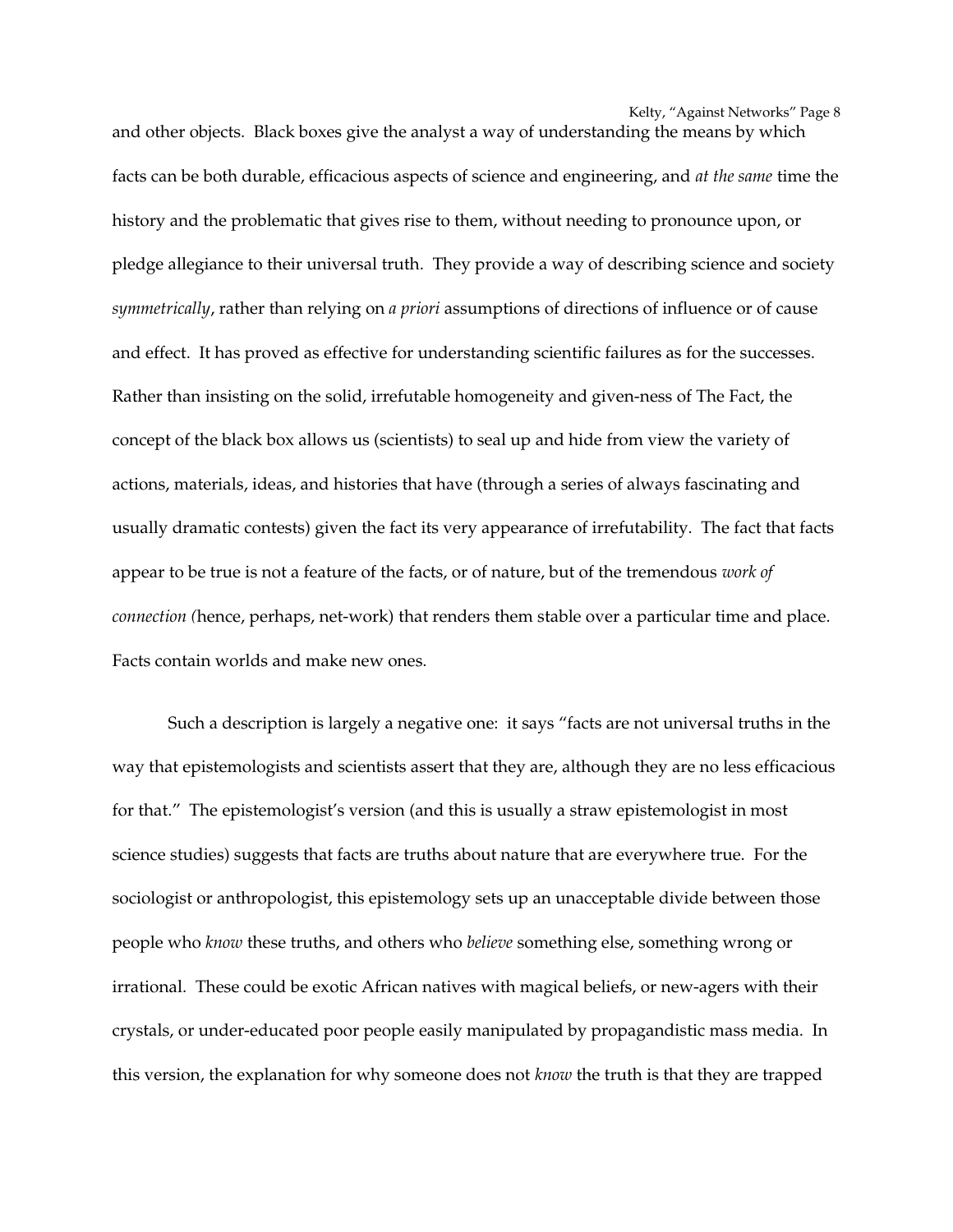and other objects. Black boxes give the analyst a way of understanding the means by which facts can be both durable, efficacious aspects of science and engineering, and *at the same* time the history and the problematic that gives rise to them, without needing to pronounce upon, or pledge allegiance to their universal truth. They provide a way of describing science and society *symmetrically*, rather than relying on *a priori* assumptions of directions of influence or of cause and effect. It has proved as effective for understanding scientific failures as for the successes. Rather than insisting on the solid, irrefutable homogeneity and given-ness of The Fact, the concept of the black box allows us (scientists) to seal up and hide from view the variety of actions, materials, ideas, and histories that have (through a series of always fascinating and usually dramatic contests) given the fact its very appearance of irrefutability. The fact that facts appear to be true is not a feature of the facts, or of nature, but of the tremendous *work of connection (*hence, perhaps, net-work) that renders them stable over a particular time and place. Facts contain worlds and make new ones.

Such a description is largely a negative one: it says "facts are not universal truths in the way that epistemologists and scientists assert that they are, although they are no less efficacious for that." The epistemologist's version (and this is usually a straw epistemologist in most science studies) suggests that facts are truths about nature that are everywhere true. For the sociologist or anthropologist, this epistemology sets up an unacceptable divide between those people who *know* these truths, and others who *believe* something else, something wrong or irrational. These could be exotic African natives with magical beliefs, or new-agers with their crystals, or under-educated poor people easily manipulated by propagandistic mass media. In this version, the explanation for why someone does not *know* the truth is that they are trapped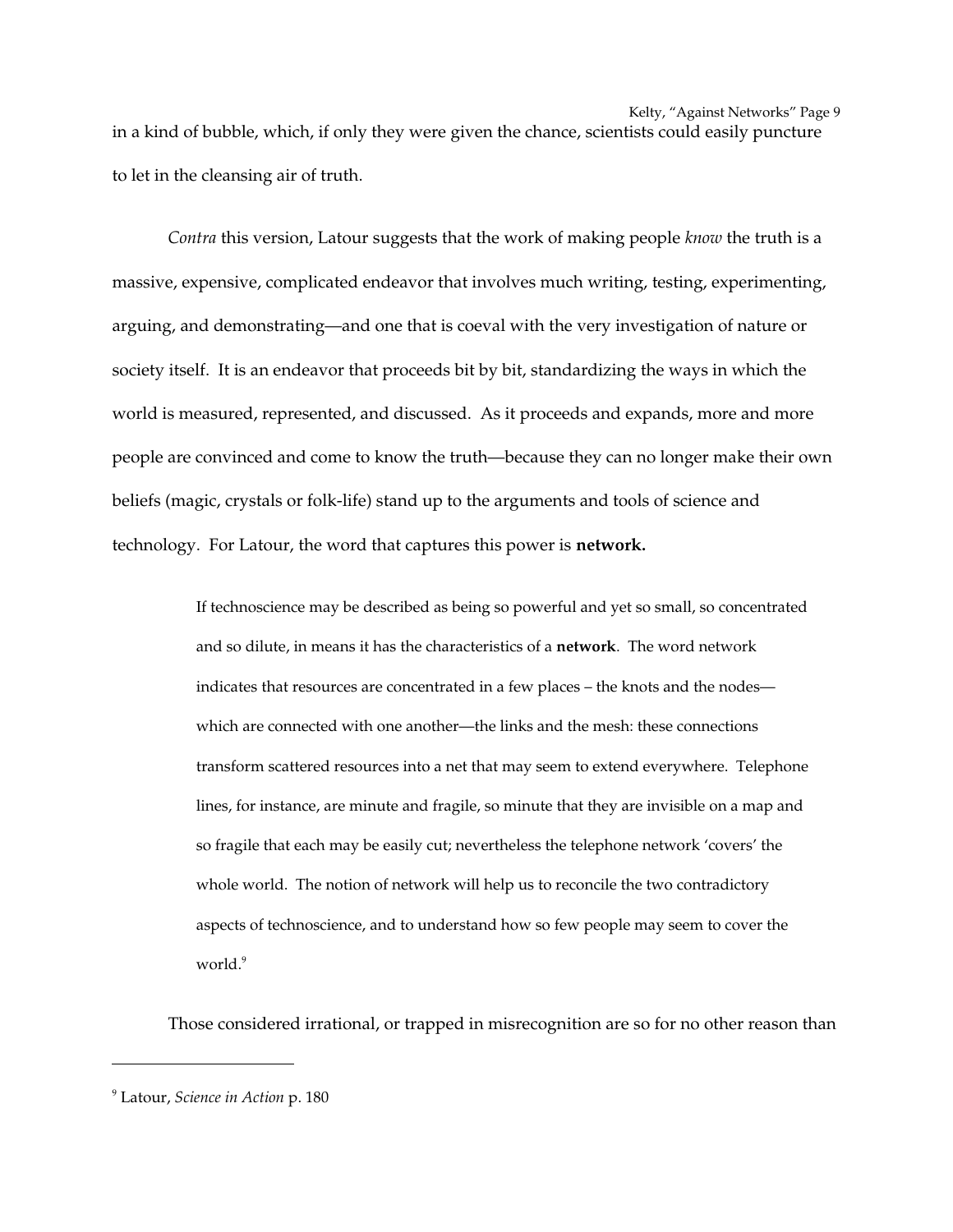in a kind of bubble, which, if only they were given the chance, scientists could easily puncture to let in the cleansing air of truth.

*Contra* this version, Latour suggests that the work of making people *know* the truth is a massive, expensive, complicated endeavor that involves much writing, testing, experimenting, arguing, and demonstrating—and one that is coeval with the very investigation of nature or society itself. It is an endeavor that proceeds bit by bit, standardizing the ways in which the world is measured, represented, and discussed. As it proceeds and expands, more and more people are convinced and come to know the truth—because they can no longer make their own beliefs (magic, crystals or folk-life) stand up to the arguments and tools of science and technology. For Latour, the word that captures this power is **network.**

> If technoscience may be described as being so powerful and yet so small, so concentrated and so dilute, in means it has the characteristics of a **network**. The word network indicates that resources are concentrated in a few places – the knots and the nodes—which are connected with one another—the links and the mesh: these connections transform scattered resources into a net that may seem to extend everywhere. Telephone lines, for instance, are minute and fragile, so minute that they are invisible on a map and so fragile that each may be easily cut; nevertheless the telephone network 'covers' the whole world. The notion of network will help us to reconcile the two contradictory aspects of technoscience, and to understand how so few people may seem to cover the world.[9]

Those considered irrational, or trapped in misrecognition are so for no other reason than

---

[9] Latour, *Science in Action* p. 180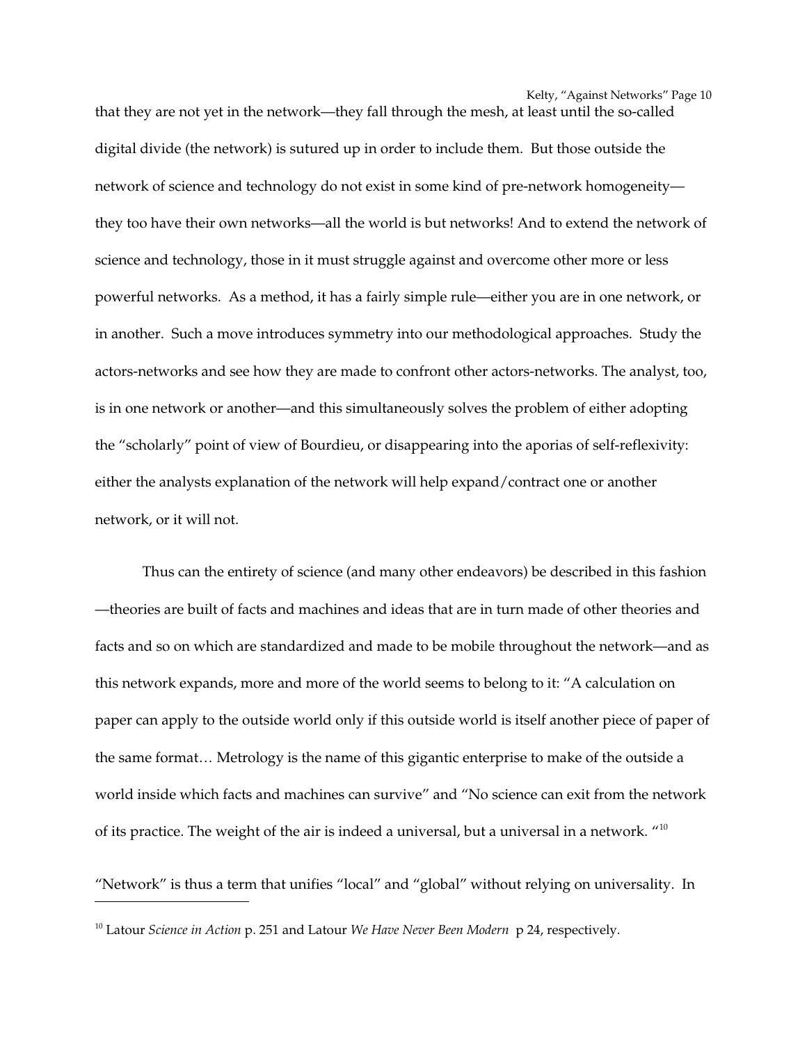that they are not yet in the network—they fall through the mesh, at least until the so-called digital divide (the network) is sutured up in order to include them. But those outside the network of science and technology do not exist in some kind of pre-network homogeneity—they too have their own networks—all the world is but networks! And to extend the network of science and technology, those in it must struggle against and overcome other more or less powerful networks. As a method, it has a fairly simple rule—either you are in one network, or in another. Such a move introduces symmetry into our methodological approaches. Study the actors-networks and see how they are made to confront other actors-networks. The analyst, too, is in one network or another—and this simultaneously solves the problem of either adopting the "scholarly" point of view of Bourdieu, or disappearing into the aporias of self-reflexivity: either the analysts explanation of the network will help expand/contract one or another network, or it will not.

Thus can the entirety of science (and many other endeavors) be described in this fashion—theories are built of facts and machines and ideas that are in turn made of other theories and facts and so on which are standardized and made to be mobile throughout the network—and as this network expands, more and more of the world seems to belong to it: "A calculation on paper can apply to the outside world only if this outside world is itself another piece of paper of the same format… Metrology is the name of this gigantic enterprise to make of the outside a world inside which facts and machines can survive" and "No science can exit from the network of its practice. The weight of the air is indeed a universal, but a universal in a network. "[10]

"Network" is thus a term that unifies "local" and "global" without relying on universality. In

[10] Latour *Science in Action* p. 251 and Latour *We Have Never Been Modern* p 24, respectively.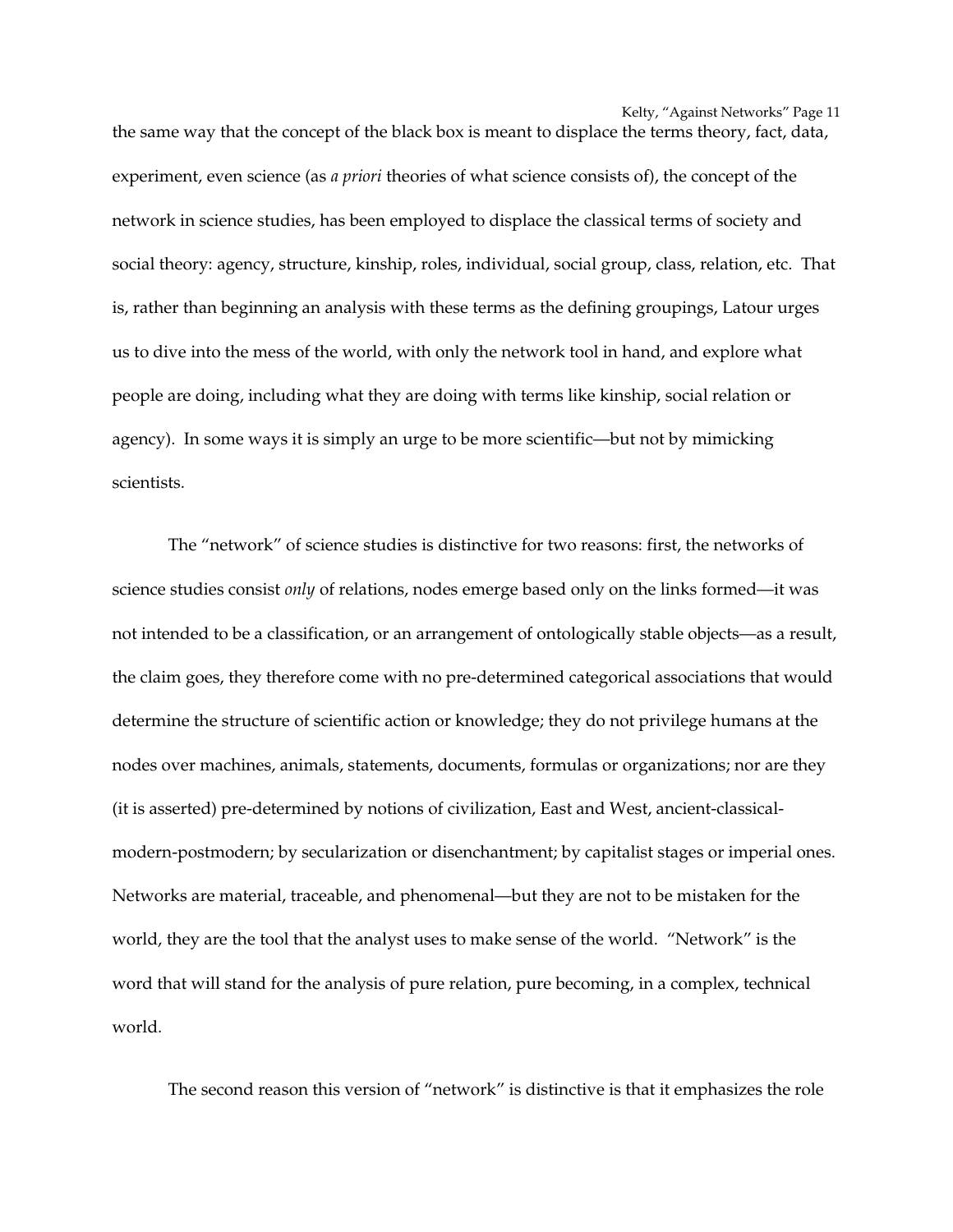the same way that the concept of the black box is meant to displace the terms theory, fact, data, experiment, even science (as *a priori* theories of what science consists of), the concept of the network in science studies, has been employed to displace the classical terms of society and social theory: agency, structure, kinship, roles, individual, social group, class, relation, etc. That is, rather than beginning an analysis with these terms as the defining groupings, Latour urges us to dive into the mess of the world, with only the network tool in hand, and explore what people are doing, including what they are doing with terms like kinship, social relation or agency). In some ways it is simply an urge to be more scientific—but not by mimicking scientists.

The "network" of science studies is distinctive for two reasons: first, the networks of science studies consist *only* of relations, nodes emerge based only on the links formed—it was not intended to be a classification, or an arrangement of ontologically stable objects—as a result, the claim goes, they therefore come with no pre-determined categorical associations that would determine the structure of scientific action or knowledge; they do not privilege humans at the nodes over machines, animals, statements, documents, formulas or organizations; nor are they (it is asserted) pre-determined by notions of civilization, East and West, ancient-classical-modern-postmodern; by secularization or disenchantment; by capitalist stages or imperial ones. Networks are material, traceable, and phenomenal—but they are not to be mistaken for the world, they are the tool that the analyst uses to make sense of the world. "Network" is the word that will stand for the analysis of pure relation, pure becoming, in a complex, technical world.

The second reason this version of "network" is distinctive is that it emphasizes the role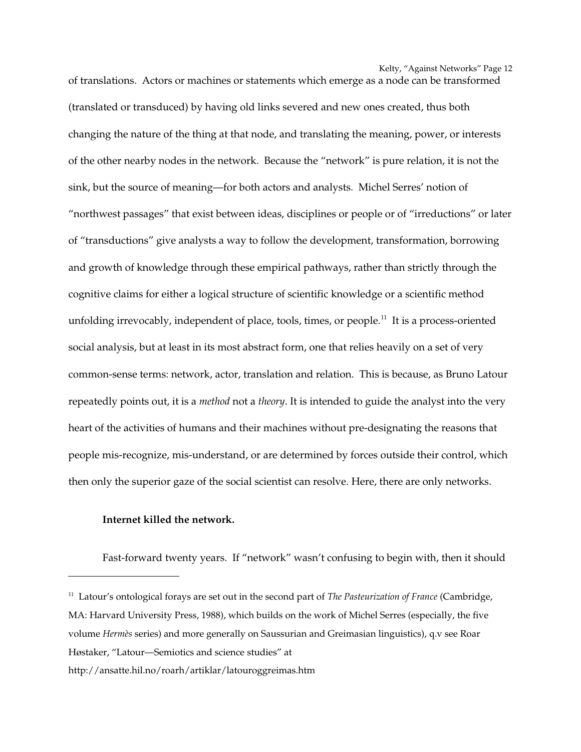of translations. Actors or machines or statements which emerge as a node can be transformed (translated or transduced) by having old links severed and new ones created, thus both changing the nature of the thing at that node, and translating the meaning, power, or interests of the other nearby nodes in the network. Because the "network" is pure relation, it is not the sink, but the source of meaning—for both actors and analysts. Michel Serres' notion of "northwest passages" that exist between ideas, disciplines or people or of "irreductions" or later of "transductions" give analysts a way to follow the development, transformation, borrowing and growth of knowledge through these empirical pathways, rather than strictly through the cognitive claims for either a logical structure of scientific knowledge or a scientific method unfolding irrevocably, independent of place, tools, times, or people.[11] It is a process-oriented social analysis, but at least in its most abstract form, one that relies heavily on a set of very common-sense terms: network, actor, translation and relation. This is because, as Bruno Latour repeatedly points out, it is a *method* not a *theory*. It is intended to guide the analyst into the very heart of the activities of humans and their machines without pre-designating the reasons that people mis-recognize, mis-understand, or are determined by forces outside their control, which then only the superior gaze of the social scientist can resolve. Here, there are only networks.

**Internet killed the network.**

Fast-forward twenty years. If "network" wasn't confusing to begin with, then it should

---

[11] Latour's ontological forays are set out in the second part of *The Pasteurization of France* (Cambridge, MA: Harvard University Press, 1988), which builds on the work of Michel Serres (especially, the five volume *Hermès* series) and more generally on Saussurian and Greimasian linguistics), q.v see Roar Høstaker, "Latour—Semiotics and science studies" at http://ansatte.hil.no/roarh/artiklar/latouroggreimas.htm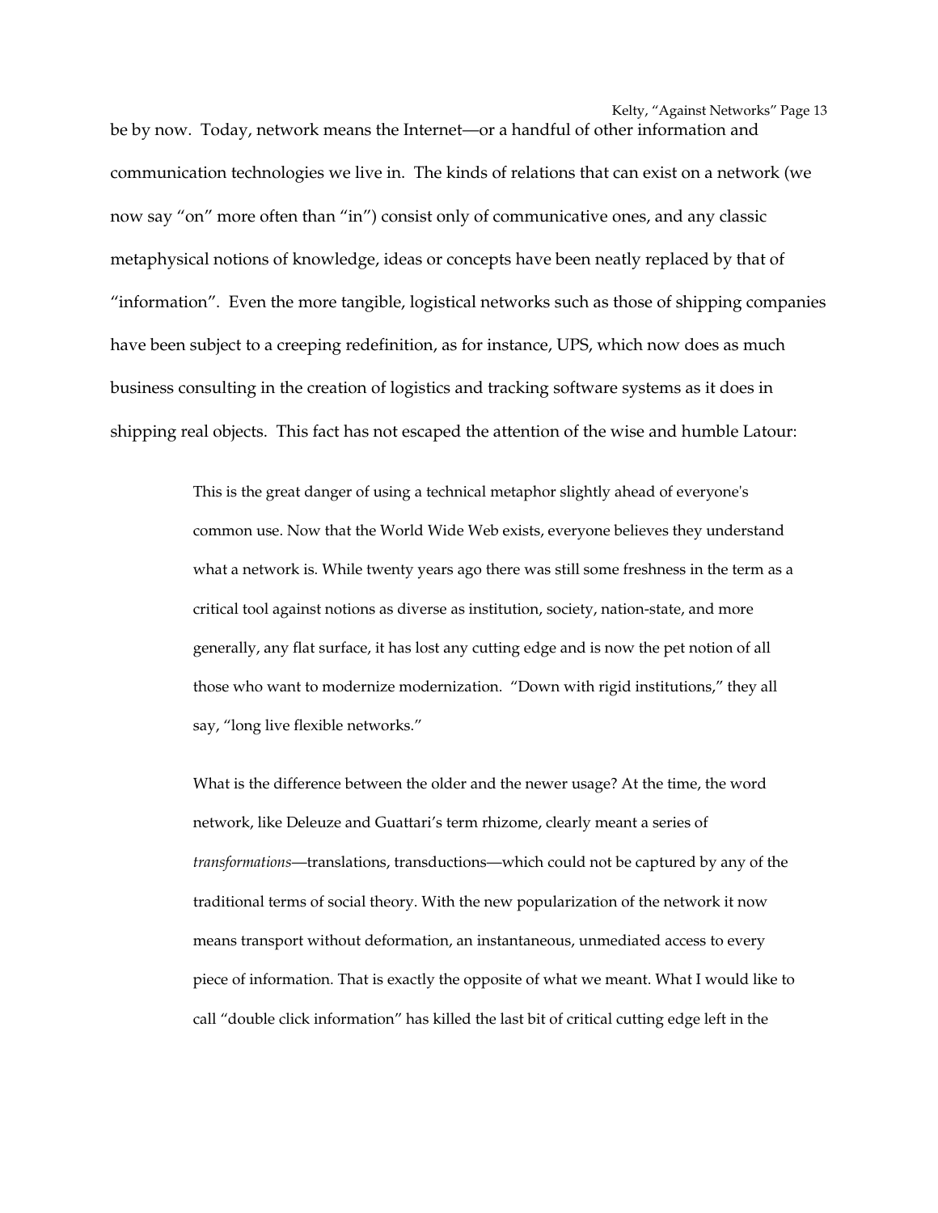be by now. Today, network means the Internet—or a handful of other information and communication technologies we live in. The kinds of relations that can exist on a network (we now say "on" more often than "in") consist only of communicative ones, and any classic metaphysical notions of knowledge, ideas or concepts have been neatly replaced by that of "information". Even the more tangible, logistical networks such as those of shipping companies have been subject to a creeping redefinition, as for instance, UPS, which now does as much business consulting in the creation of logistics and tracking software systems as it does in shipping real objects. This fact has not escaped the attention of the wise and humble Latour:

> This is the great danger of using a technical metaphor slightly ahead of everyone's common use. Now that the World Wide Web exists, everyone believes they understand what a network is. While twenty years ago there was still some freshness in the term as a critical tool against notions as diverse as institution, society, nation-state, and more generally, any flat surface, it has lost any cutting edge and is now the pet notion of all those who want to modernize modernization. "Down with rigid institutions," they all say, "long live flexible networks."
>
> What is the difference between the older and the newer usage? At the time, the word network, like Deleuze and Guattari's term rhizome, clearly meant a series of *transformations*—translations, transductions—which could not be captured by any of the traditional terms of social theory. With the new popularization of the network it now means transport without deformation, an instantaneous, unmediated access to every piece of information. That is exactly the opposite of what we meant. What I would like to call "double click information" has killed the last bit of critical cutting edge left in the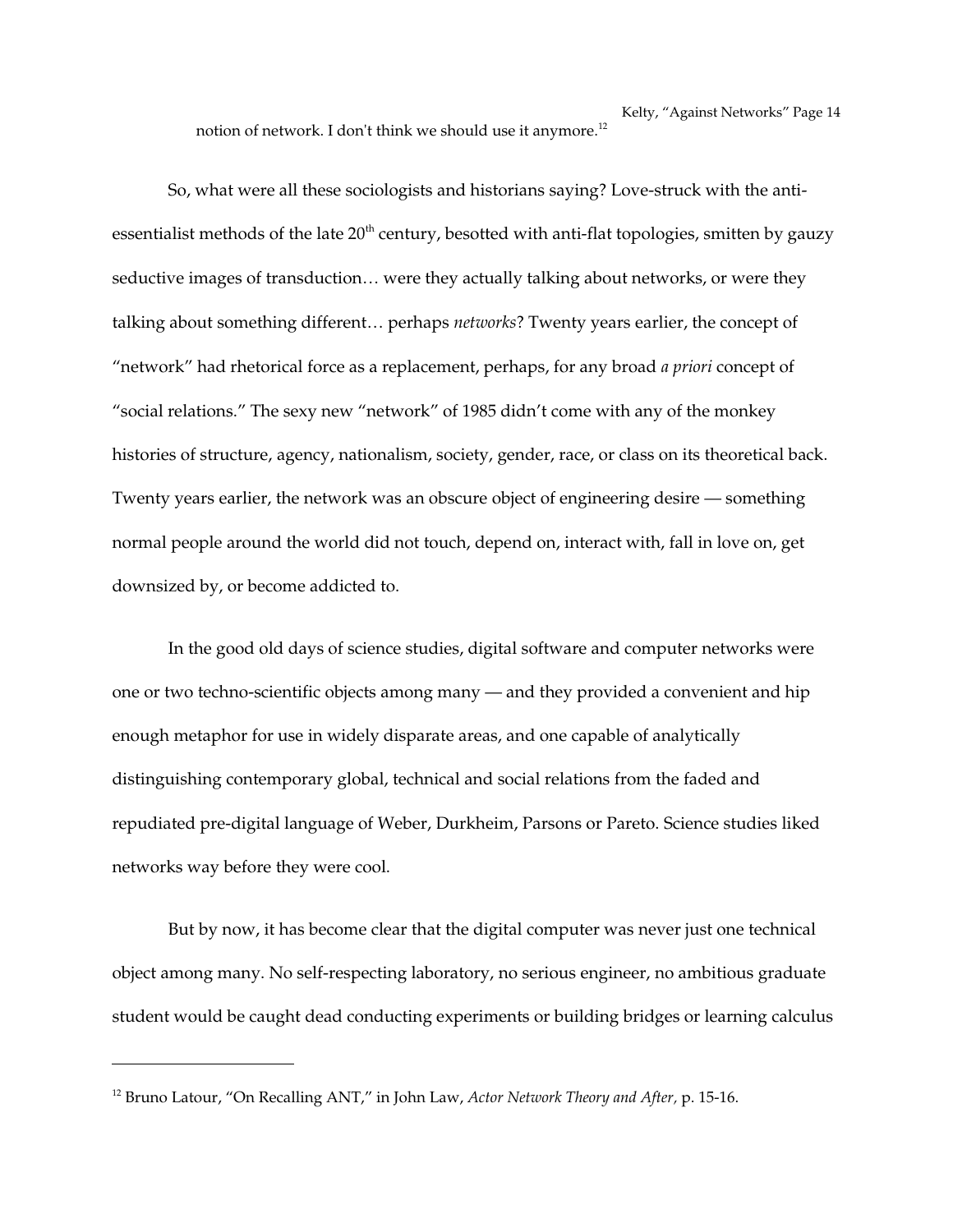notion of network. I don't think we should use it anymore.[12]

So, what were all these sociologists and historians saying? Love-struck with the anti-essentialist methods of the late 20th century, besotted with anti-flat topologies, smitten by gauzy seductive images of transduction… were they actually talking about networks, or were they talking about something different… perhaps *networks*? Twenty years earlier, the concept of "network" had rhetorical force as a replacement, perhaps, for any broad *a priori* concept of "social relations." The sexy new "network" of 1985 didn't come with any of the monkey histories of structure, agency, nationalism, society, gender, race, or class on its theoretical back. Twenty years earlier, the network was an obscure object of engineering desire — something normal people around the world did not touch, depend on, interact with, fall in love on, get downsized by, or become addicted to.

In the good old days of science studies, digital software and computer networks were one or two techno-scientific objects among many — and they provided a convenient and hip enough metaphor for use in widely disparate areas, and one capable of analytically distinguishing contemporary global, technical and social relations from the faded and repudiated pre-digital language of Weber, Durkheim, Parsons or Pareto. Science studies liked networks way before they were cool.

But by now, it has become clear that the digital computer was never just one technical object among many. No self-respecting laboratory, no serious engineer, no ambitious graduate student would be caught dead conducting experiments or building bridges or learning calculus

[12] Bruno Latour, "On Recalling ANT," in John Law, *Actor Network Theory and After*, p. 15-16.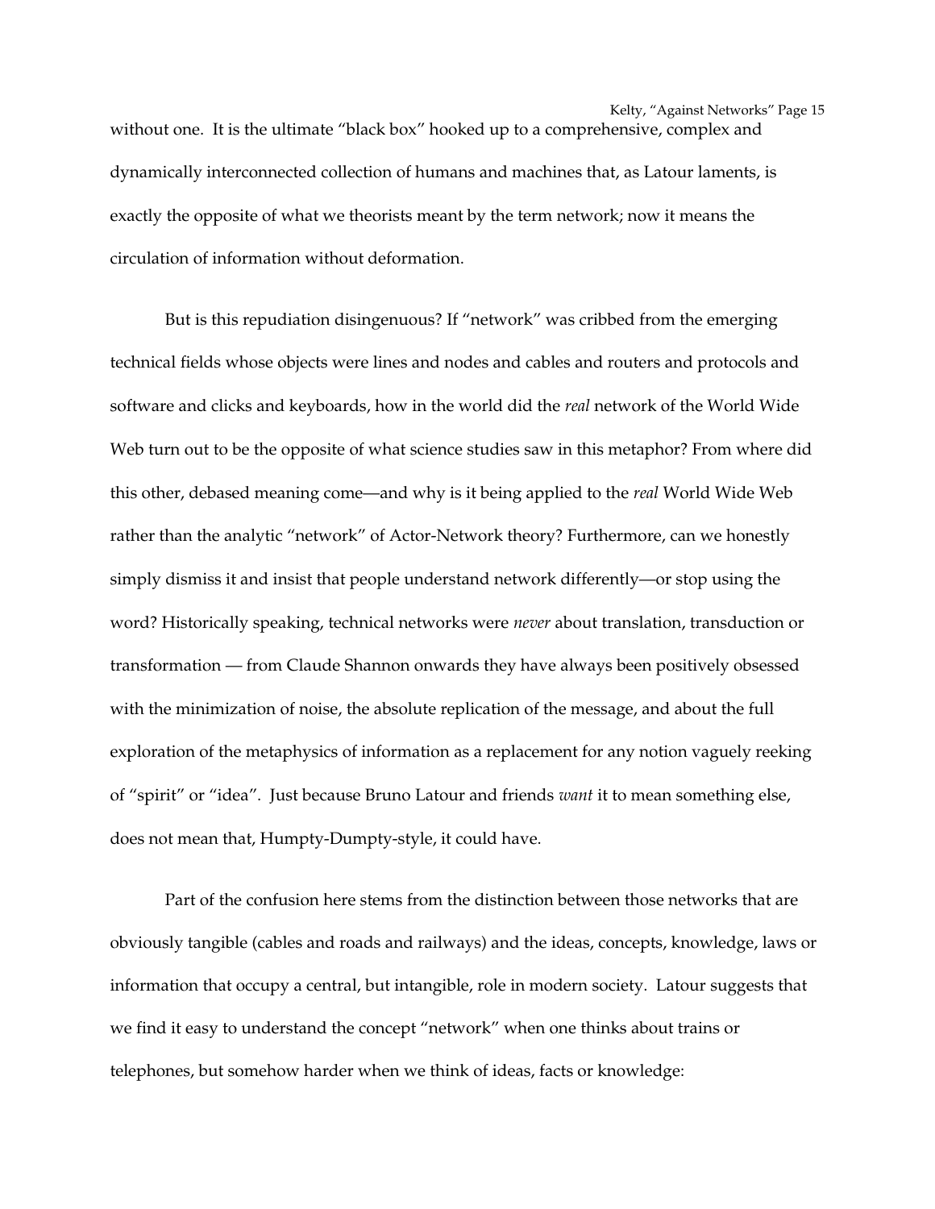without one. It is the ultimate "black box" hooked up to a comprehensive, complex and dynamically interconnected collection of humans and machines that, as Latour laments, is exactly the opposite of what we theorists meant by the term network; now it means the circulation of information without deformation.

But is this repudiation disingenuous? If "network" was cribbed from the emerging technical fields whose objects were lines and nodes and cables and routers and protocols and software and clicks and keyboards, how in the world did the *real* network of the World Wide Web turn out to be the opposite of what science studies saw in this metaphor? From where did this other, debased meaning come—and why is it being applied to the *real* World Wide Web rather than the analytic "network" of Actor-Network theory? Furthermore, can we honestly simply dismiss it and insist that people understand network differently—or stop using the word? Historically speaking, technical networks were *never* about translation, transduction or transformation — from Claude Shannon onwards they have always been positively obsessed with the minimization of noise, the absolute replication of the message, and about the full exploration of the metaphysics of information as a replacement for any notion vaguely reeking of "spirit" or "idea". Just because Bruno Latour and friends *want* it to mean something else, does not mean that, Humpty-Dumpty-style, it could have.

Part of the confusion here stems from the distinction between those networks that are obviously tangible (cables and roads and railways) and the ideas, concepts, knowledge, laws or information that occupy a central, but intangible, role in modern society. Latour suggests that we find it easy to understand the concept "network" when one thinks about trains or telephones, but somehow harder when we think of ideas, facts or knowledge: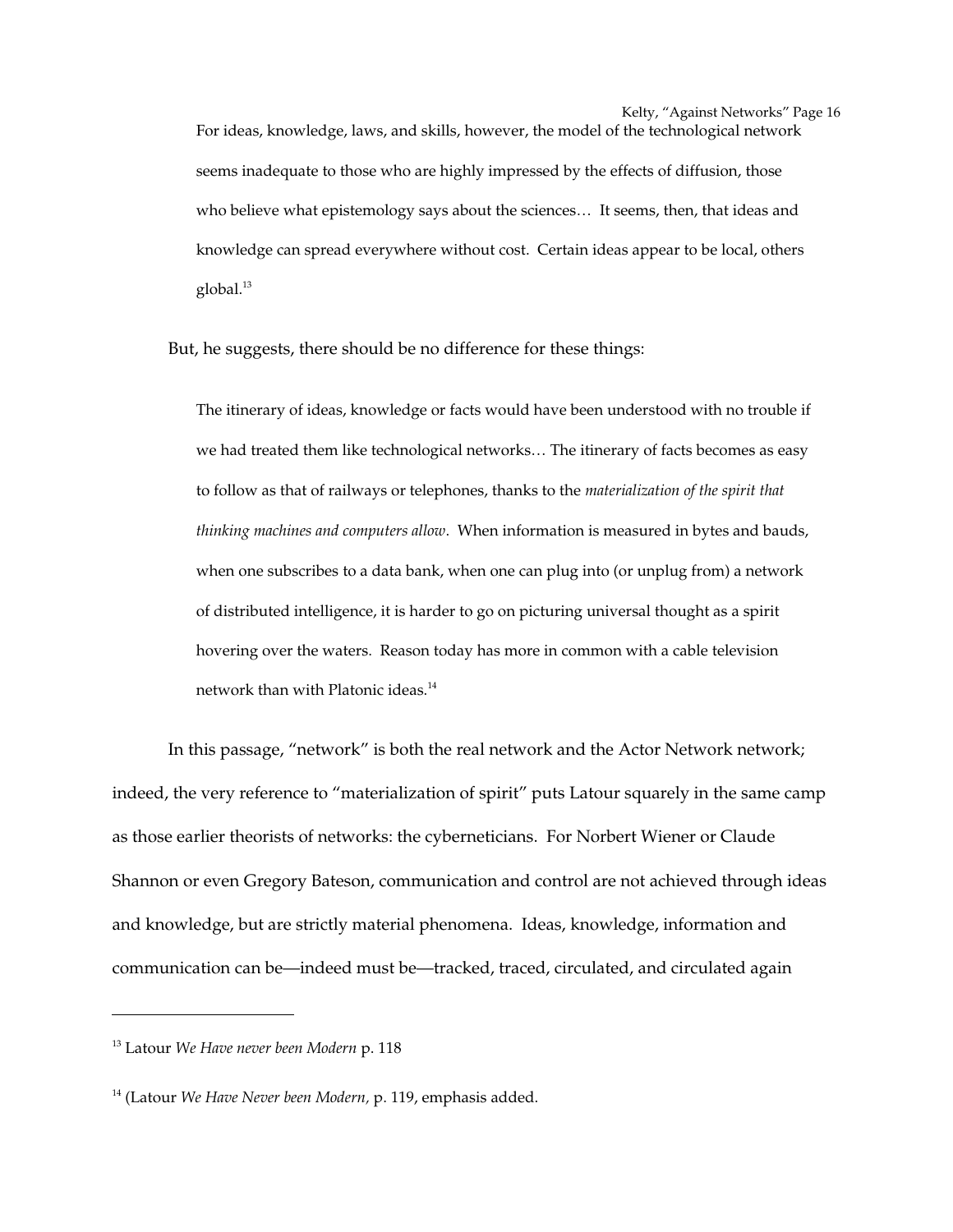> For ideas, knowledge, laws, and skills, however, the model of the technological network seems inadequate to those who are highly impressed by the effects of diffusion, those who believe what epistemology says about the sciences… It seems, then, that ideas and knowledge can spread everywhere without cost. Certain ideas appear to be local, others global.[13]

But, he suggests, there should be no difference for these things:

> The itinerary of ideas, knowledge or facts would have been understood with no trouble if we had treated them like technological networks… The itinerary of facts becomes as easy to follow as that of railways or telephones, thanks to the *materialization of the spirit that thinking machines and computers allow*. When information is measured in bytes and bauds, when one subscribes to a data bank, when one can plug into (or unplug from) a network of distributed intelligence, it is harder to go on picturing universal thought as a spirit hovering over the waters. Reason today has more in common with a cable television network than with Platonic ideas.[14]

In this passage, "network" is both the real network and the Actor Network network; indeed, the very reference to "materialization of spirit" puts Latour squarely in the same camp as those earlier theorists of networks: the cyberneticians. For Norbert Wiener or Claude Shannon or even Gregory Bateson, communication and control are not achieved through ideas and knowledge, but are strictly material phenomena. Ideas, knowledge, information and communication can be—indeed must be—tracked, traced, circulated, and circulated again

---

[13] Latour *We Have never been Modern* p. 118

[14] (Latour *We Have Never been Modern,* p. 119, emphasis added.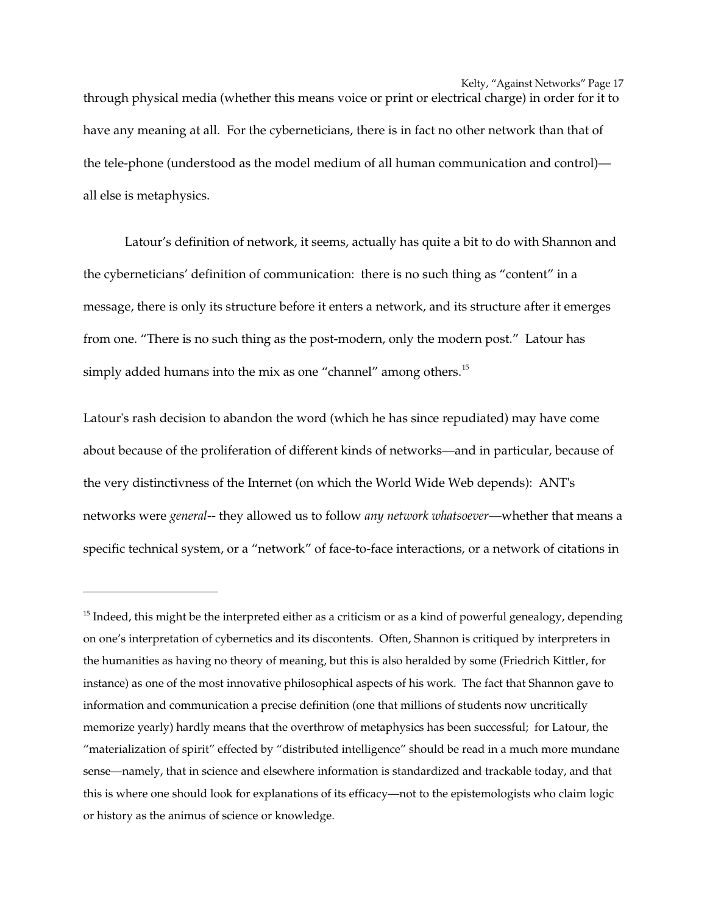through physical media (whether this means voice or print or electrical charge) in order for it to have any meaning at all. For the cyberneticians, there is in fact no other network than that of the tele-phone (understood as the model medium of all human communication and control)—all else is metaphysics.

Latour's definition of network, it seems, actually has quite a bit to do with Shannon and the cyberneticians' definition of communication: there is no such thing as "content" in a message, there is only its structure before it enters a network, and its structure after it emerges from one. "There is no such thing as the post-modern, only the modern post." Latour has simply added humans into the mix as one "channel" among others.[15]

Latour's rash decision to abandon the word (which he has since repudiated) may have come about because of the proliferation of different kinds of networks—and in particular, because of the very distinctivness of the Internet (on which the World Wide Web depends): ANT's networks were *general*-- they allowed us to follow *any network whatsoever*—whether that means a specific technical system, or a "network" of face-to-face interactions, or a network of citations in

---

[15] Indeed, this might be the interpreted either as a criticism or as a kind of powerful genealogy, depending on one's interpretation of cybernetics and its discontents. Often, Shannon is critiqued by interpreters in the humanities as having no theory of meaning, but this is also heralded by some (Friedrich Kittler, for instance) as one of the most innovative philosophical aspects of his work. The fact that Shannon gave to information and communication a precise definition (one that millions of students now uncritically memorize yearly) hardly means that the overthrow of metaphysics has been successful; for Latour, the "materialization of spirit" effected by "distributed intelligence" should be read in a much more mundane sense—namely, that in science and elsewhere information is standardized and trackable today, and that this is where one should look for explanations of its efficacy—not to the epistemologists who claim logic or history as the animus of science or knowledge.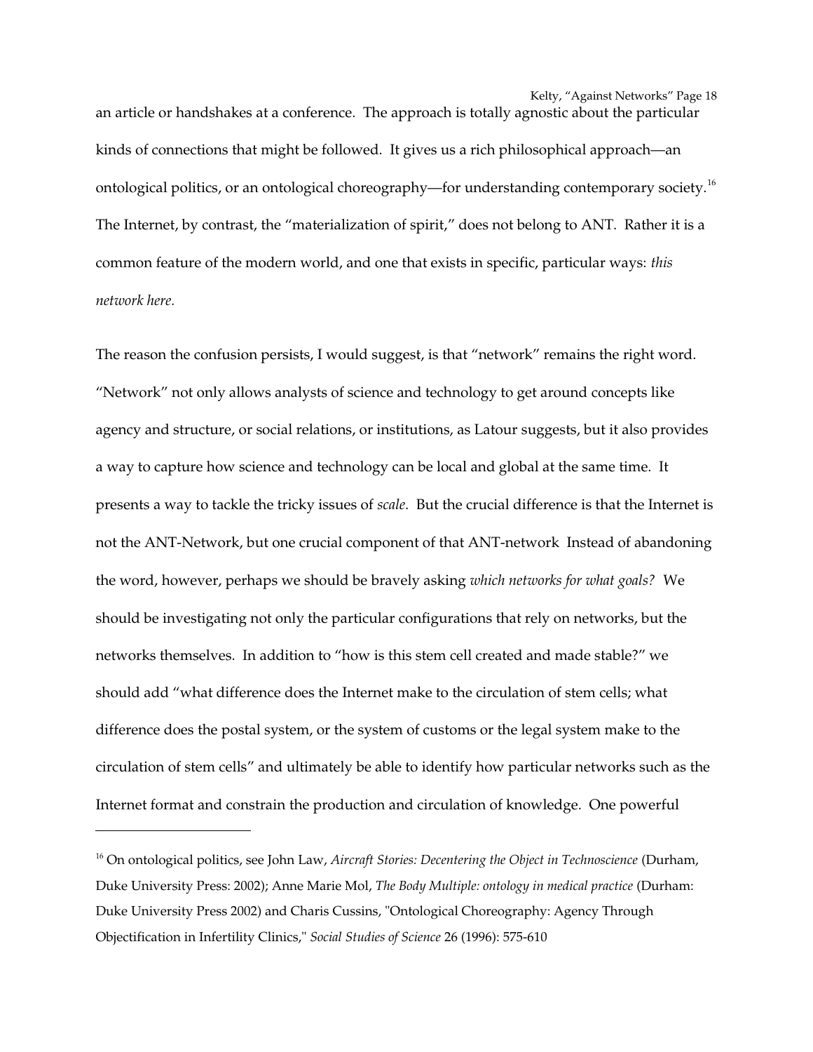an article or handshakes at a conference. The approach is totally agnostic about the particular kinds of connections that might be followed. It gives us a rich philosophical approach—an ontological politics, or an ontological choreography—for understanding contemporary society.[16] The Internet, by contrast, the "materialization of spirit," does not belong to ANT. Rather it is a common feature of the modern world, and one that exists in specific, particular ways: *this network here.*

The reason the confusion persists, I would suggest, is that "network" remains the right word. "Network" not only allows analysts of science and technology to get around concepts like agency and structure, or social relations, or institutions, as Latour suggests, but it also provides a way to capture how science and technology can be local and global at the same time. It presents a way to tackle the tricky issues of *scale*. But the crucial difference is that the Internet is not the ANT-Network, but one crucial component of that ANT-network Instead of abandoning the word, however, perhaps we should be bravely asking *which networks for what goals?* We should be investigating not only the particular configurations that rely on networks, but the networks themselves. In addition to "how is this stem cell created and made stable?" we should add "what difference does the Internet make to the circulation of stem cells; what difference does the postal system, or the system of customs or the legal system make to the circulation of stem cells" and ultimately be able to identify how particular networks such as the Internet format and constrain the production and circulation of knowledge. One powerful

---

[16] On ontological politics, see John Law, *Aircraft Stories: Decentering the Object in Technoscience* (Durham, Duke University Press: 2002); Anne Marie Mol, *The Body Multiple: ontology in medical practice* (Durham: Duke University Press 2002) and Charis Cussins, "Ontological Choreography: Agency Through Objectification in Infertility Clinics," *Social Studies of Science* 26 (1996): 575-610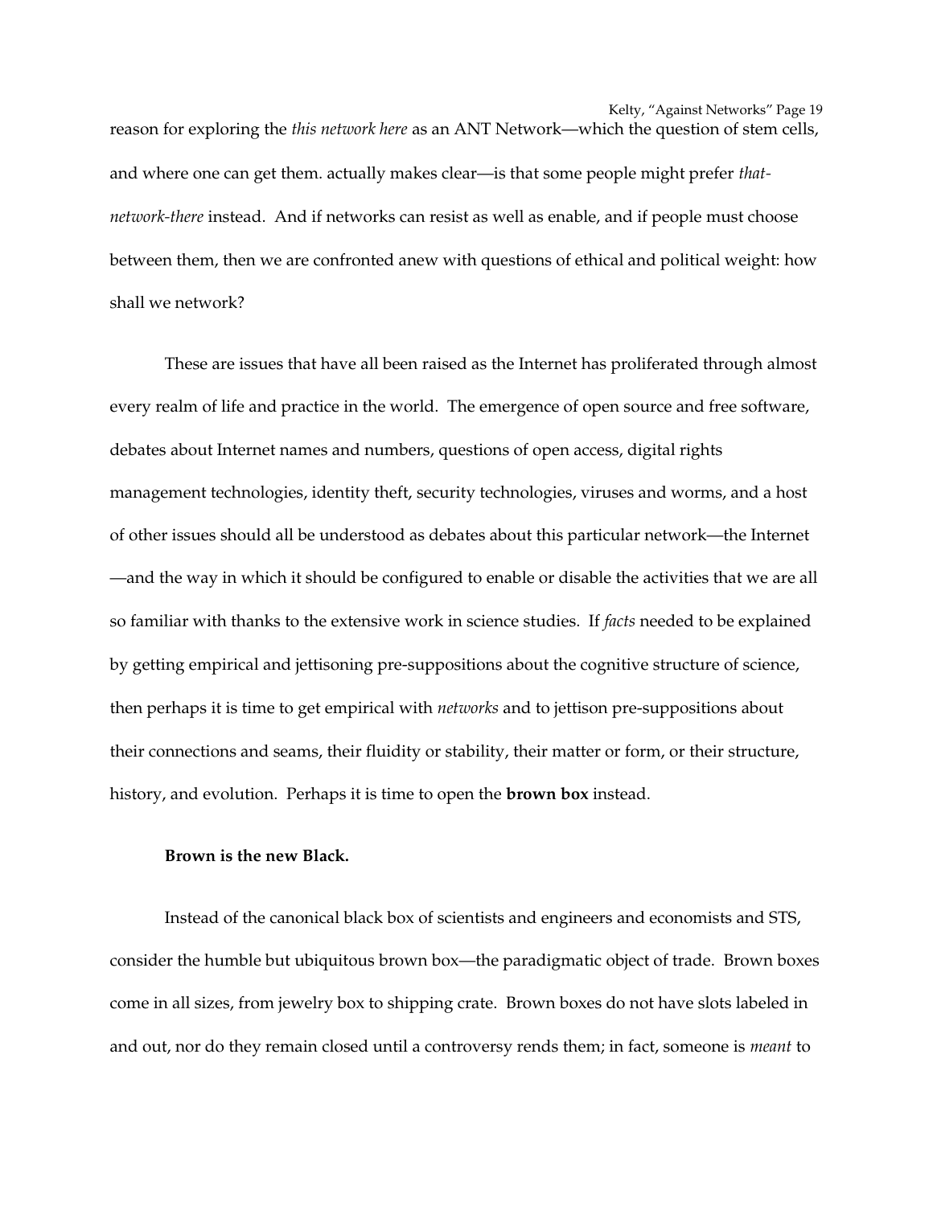reason for exploring the *this network here* as an ANT Network—which the question of stem cells, and where one can get them. actually makes clear—is that some people might prefer *that-network-there* instead. And if networks can resist as well as enable, and if people must choose between them, then we are confronted anew with questions of ethical and political weight: how shall we network?

These are issues that have all been raised as the Internet has proliferated through almost every realm of life and practice in the world. The emergence of open source and free software, debates about Internet names and numbers, questions of open access, digital rights management technologies, identity theft, security technologies, viruses and worms, and a host of other issues should all be understood as debates about this particular network—the Internet—and the way in which it should be configured to enable or disable the activities that we are all so familiar with thanks to the extensive work in science studies. If *facts* needed to be explained by getting empirical and jettisoning pre-suppositions about the cognitive structure of science, then perhaps it is time to get empirical with *networks* and to jettison pre-suppositions about their connections and seams, their fluidity or stability, their matter or form, or their structure, history, and evolution. Perhaps it is time to open the **brown box** instead.

**Brown is the new Black.**

Instead of the canonical black box of scientists and engineers and economists and STS, consider the humble but ubiquitous brown box—the paradigmatic object of trade. Brown boxes come in all sizes, from jewelry box to shipping crate. Brown boxes do not have slots labeled in and out, nor do they remain closed until a controversy rends them; in fact, someone is *meant* to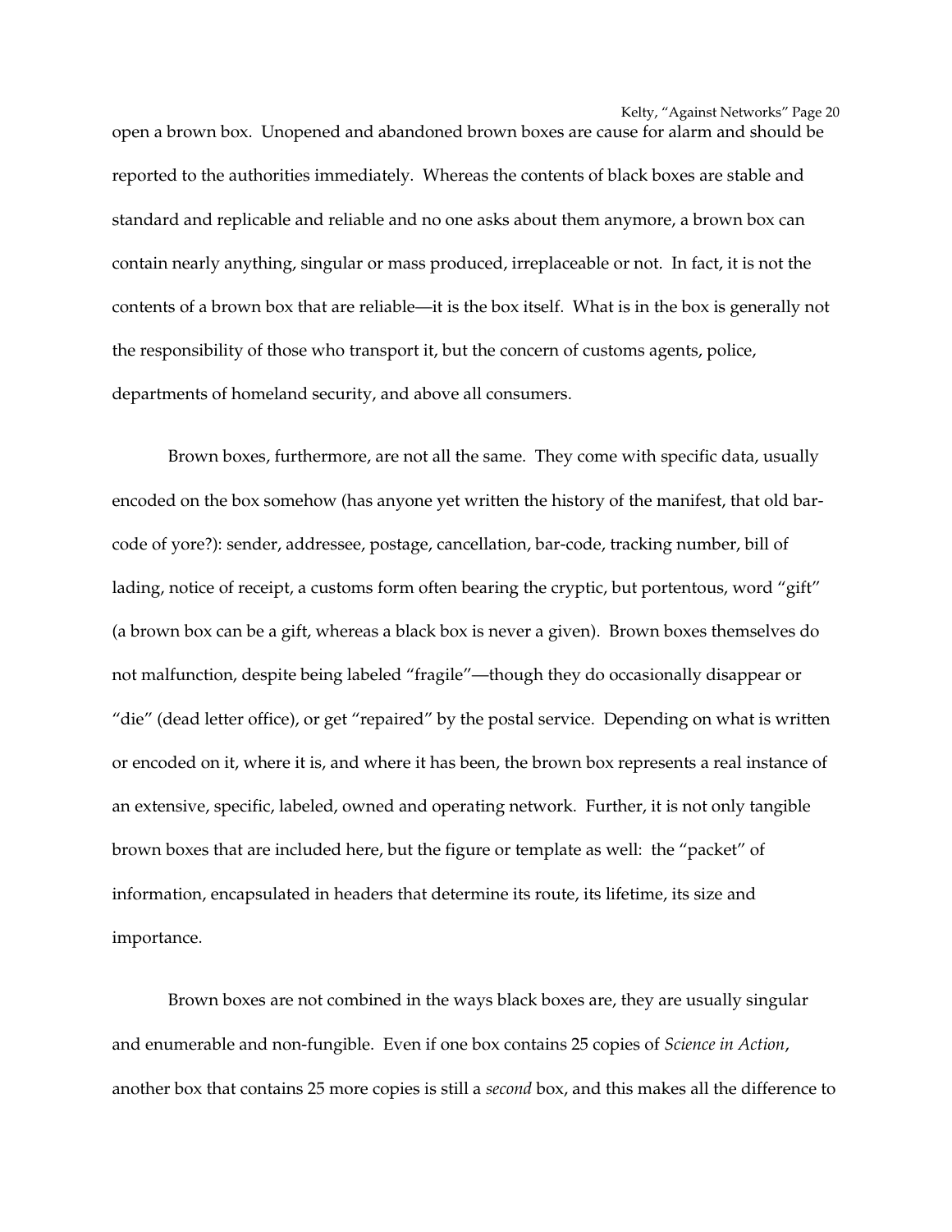open a brown box. Unopened and abandoned brown boxes are cause for alarm and should be reported to the authorities immediately. Whereas the contents of black boxes are stable and standard and replicable and reliable and no one asks about them anymore, a brown box can contain nearly anything, singular or mass produced, irreplaceable or not. In fact, it is not the contents of a brown box that are reliable—it is the box itself. What is in the box is generally not the responsibility of those who transport it, but the concern of customs agents, police, departments of homeland security, and above all consumers.

Brown boxes, furthermore, are not all the same. They come with specific data, usually encoded on the box somehow (has anyone yet written the history of the manifest, that old bar-code of yore?): sender, addressee, postage, cancellation, bar-code, tracking number, bill of lading, notice of receipt, a customs form often bearing the cryptic, but portentous, word "gift" (a brown box can be a gift, whereas a black box is never a given). Brown boxes themselves do not malfunction, despite being labeled "fragile"—though they do occasionally disappear or "die" (dead letter office), or get "repaired" by the postal service. Depending on what is written or encoded on it, where it is, and where it has been, the brown box represents a real instance of an extensive, specific, labeled, owned and operating network. Further, it is not only tangible brown boxes that are included here, but the figure or template as well: the "packet" of information, encapsulated in headers that determine its route, its lifetime, its size and importance.

Brown boxes are not combined in the ways black boxes are, they are usually singular and enumerable and non-fungible. Even if one box contains 25 copies of *Science in Action*, another box that contains 25 more copies is still a *second* box, and this makes all the difference to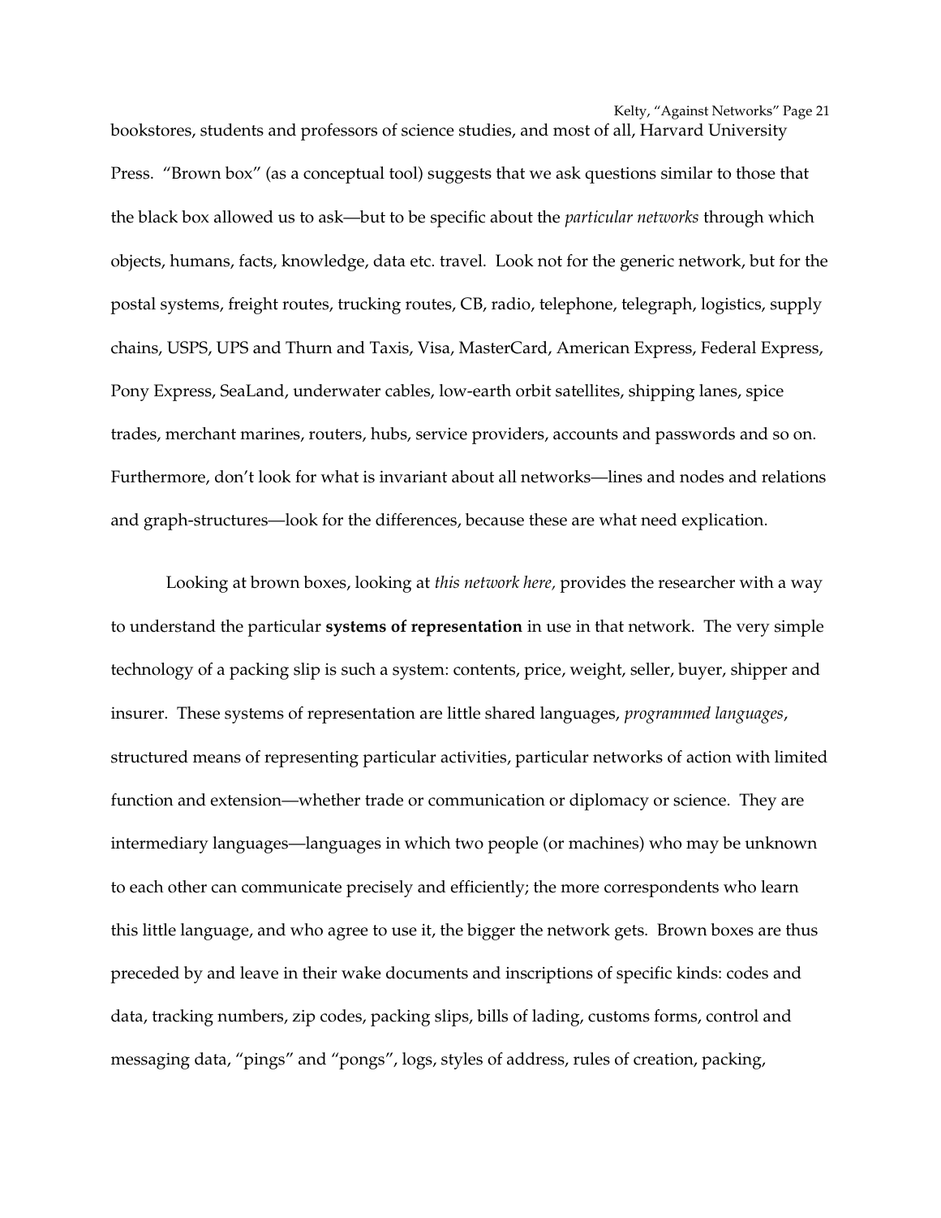bookstores, students and professors of science studies, and most of all, Harvard University Press. "Brown box" (as a conceptual tool) suggests that we ask questions similar to those that the black box allowed us to ask—but to be specific about the *particular networks* through which objects, humans, facts, knowledge, data etc. travel. Look not for the generic network, but for the postal systems, freight routes, trucking routes, CB, radio, telephone, telegraph, logistics, supply chains, USPS, UPS and Thurn and Taxis, Visa, MasterCard, American Express, Federal Express, Pony Express, SeaLand, underwater cables, low-earth orbit satellites, shipping lanes, spice trades, merchant marines, routers, hubs, service providers, accounts and passwords and so on. Furthermore, don't look for what is invariant about all networks—lines and nodes and relations and graph-structures—look for the differences, because these are what need explication.

Looking at brown boxes, looking at *this network here,* provides the researcher with a way to understand the particular **systems of representation** in use in that network. The very simple technology of a packing slip is such a system: contents, price, weight, seller, buyer, shipper and insurer. These systems of representation are little shared languages, *programmed languages*, structured means of representing particular activities, particular networks of action with limited function and extension—whether trade or communication or diplomacy or science. They are intermediary languages—languages in which two people (or machines) who may be unknown to each other can communicate precisely and efficiently; the more correspondents who learn this little language, and who agree to use it, the bigger the network gets. Brown boxes are thus preceded by and leave in their wake documents and inscriptions of specific kinds: codes and data, tracking numbers, zip codes, packing slips, bills of lading, customs forms, control and messaging data, "pings" and "pongs", logs, styles of address, rules of creation, packing,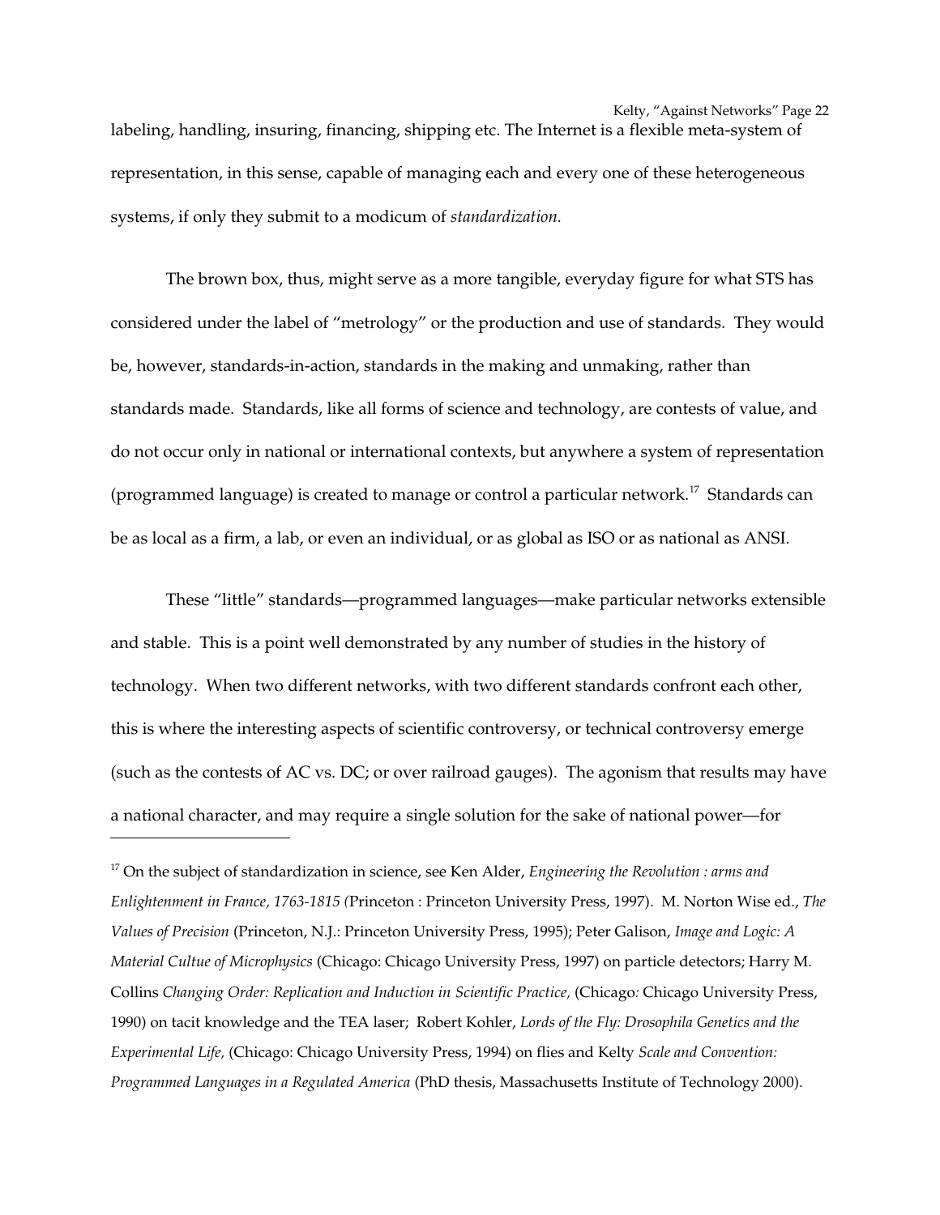labeling, handling, insuring, financing, shipping etc. The Internet is a flexible meta-system of representation, in this sense, capable of managing each and every one of these heterogeneous systems, if only they submit to a modicum of *standardization.*

The brown box, thus, might serve as a more tangible, everyday figure for what STS has considered under the label of "metrology" or the production and use of standards. They would be, however, standards-in-action, standards in the making and unmaking, rather than standards made. Standards, like all forms of science and technology, are contests of value, and do not occur only in national or international contexts, but anywhere a system of representation (programmed language) is created to manage or control a particular network.[17] Standards can be as local as a firm, a lab, or even an individual, or as global as ISO or as national as ANSI.

These "little" standards—programmed languages—make particular networks extensible and stable. This is a point well demonstrated by any number of studies in the history of technology. When two different networks, with two different standards confront each other, this is where the interesting aspects of scientific controversy, or technical controversy emerge (such as the contests of AC vs. DC; or over railroad gauges). The agonism that results may have a national character, and may require a single solution for the sake of national power—for

---

[17] On the subject of standardization in science, see Ken Alder, *Engineering the Revolution : arms and Enlightenment in France, 1763-1815 (*Princeton : Princeton University Press, 1997). M. Norton Wise ed., *The Values of Precision* (Princeton, N.J.: Princeton University Press, 1995); Peter Galison, *Image and Logic: A Material Cultue of Microphysics* (Chicago: Chicago University Press, 1997) on particle detectors; Harry M. Collins *Changing Order: Replication and Induction in Scientific Practice,* (Chicago: Chicago University Press, 1990) on tacit knowledge and the TEA laser; Robert Kohler, *Lords of the Fly: Drosophila Genetics and the Experimental Life,* (Chicago: Chicago University Press, 1994) on flies and Kelty *Scale and Convention: Programmed Languages in a Regulated America* (PhD thesis, Massachusetts Institute of Technology 2000).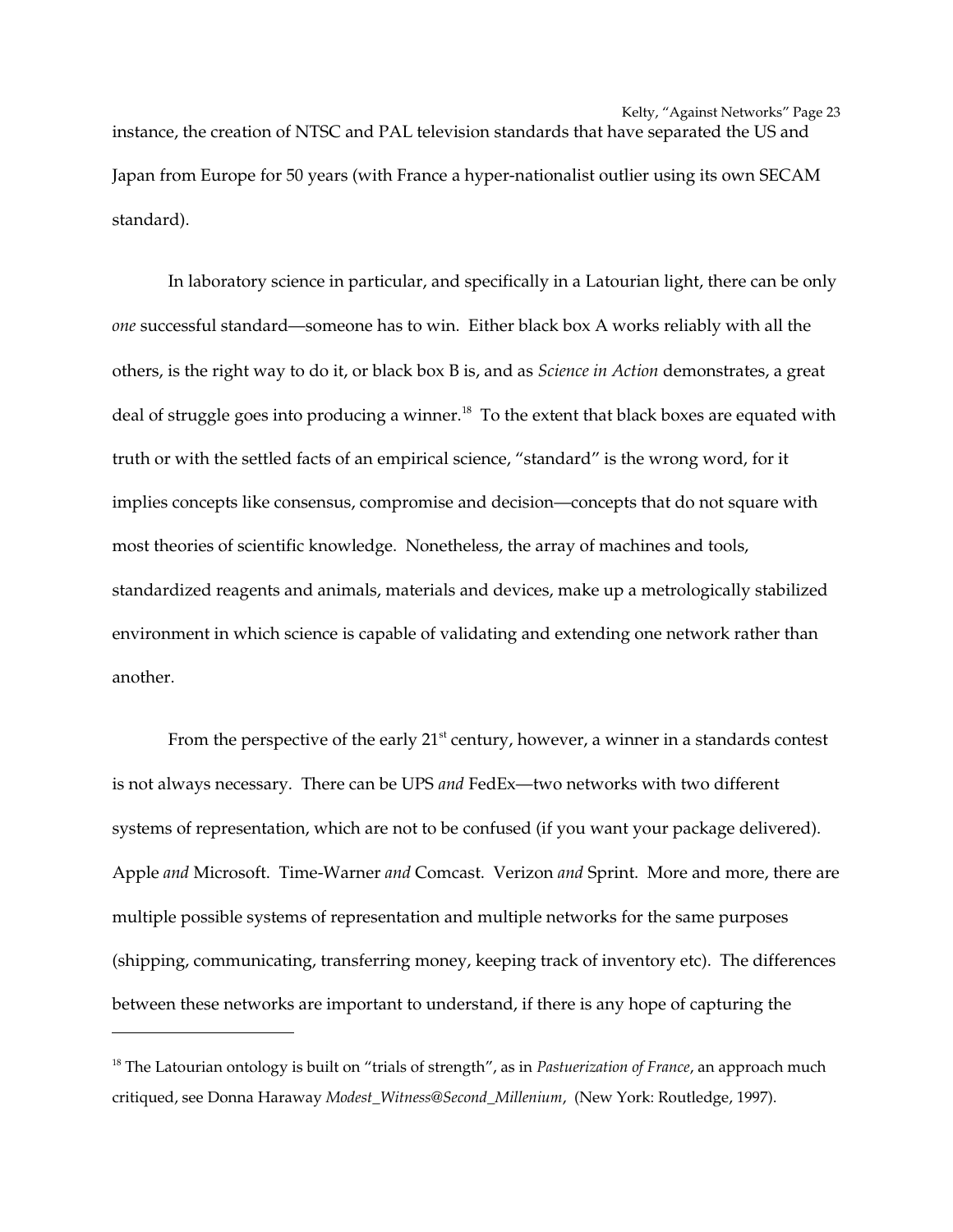instance, the creation of NTSC and PAL television standards that have separated the US and Japan from Europe for 50 years (with France a hyper-nationalist outlier using its own SECAM standard).

In laboratory science in particular, and specifically in a Latourian light, there can be only *one* successful standard—someone has to win. Either black box A works reliably with all the others, is the right way to do it, or black box B is, and as *Science in Action* demonstrates, a great deal of struggle goes into producing a winner.[18] To the extent that black boxes are equated with truth or with the settled facts of an empirical science, "standard" is the wrong word, for it implies concepts like consensus, compromise and decision—concepts that do not square with most theories of scientific knowledge. Nonetheless, the array of machines and tools, standardized reagents and animals, materials and devices, make up a metrologically stabilized environment in which science is capable of validating and extending one network rather than another.

From the perspective of the early 21st century, however, a winner in a standards contest is not always necessary. There can be UPS *and* FedEx—two networks with two different systems of representation, which are not to be confused (if you want your package delivered). Apple *and* Microsoft. Time-Warner *and* Comcast. Verizon *and* Sprint. More and more, there are multiple possible systems of representation and multiple networks for the same purposes (shipping, communicating, transferring money, keeping track of inventory etc). The differences between these networks are important to understand, if there is any hope of capturing the

---

[18] The Latourian ontology is built on "trials of strength", as in *Pastuerization of France*, an approach much critiqued, see Donna Haraway *Modest_Witness@Second_Millenium*, (New York: Routledge, 1997).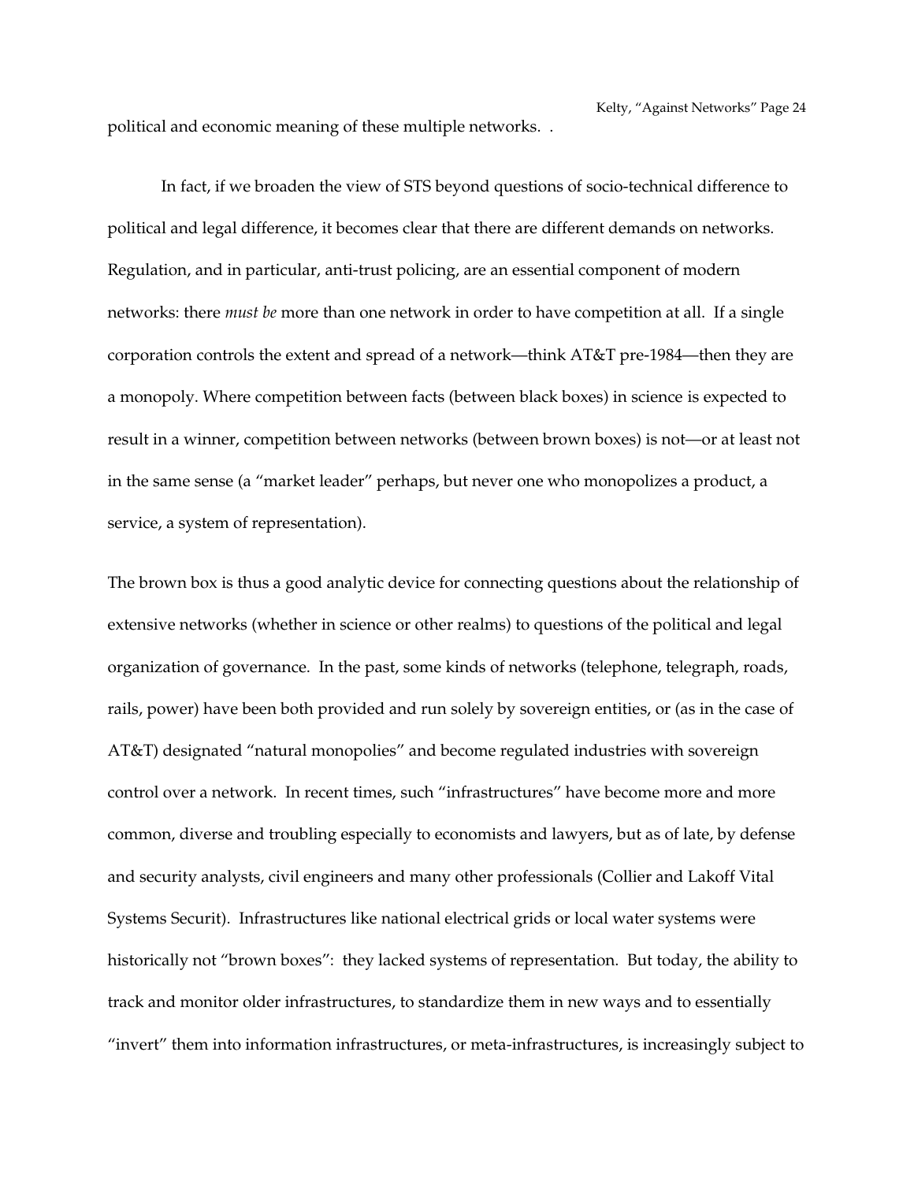political and economic meaning of these multiple networks. .

In fact, if we broaden the view of STS beyond questions of socio-technical difference to political and legal difference, it becomes clear that there are different demands on networks. Regulation, and in particular, anti-trust policing, are an essential component of modern networks: there *must be* more than one network in order to have competition at all. If a single corporation controls the extent and spread of a network—think AT&T pre-1984—then they are a monopoly. Where competition between facts (between black boxes) in science is expected to result in a winner, competition between networks (between brown boxes) is not—or at least not in the same sense (a "market leader" perhaps, but never one who monopolizes a product, a service, a system of representation).

The brown box is thus a good analytic device for connecting questions about the relationship of extensive networks (whether in science or other realms) to questions of the political and legal organization of governance. In the past, some kinds of networks (telephone, telegraph, roads, rails, power) have been both provided and run solely by sovereign entities, or (as in the case of AT&T) designated "natural monopolies" and become regulated industries with sovereign control over a network. In recent times, such "infrastructures" have become more and more common, diverse and troubling especially to economists and lawyers, but as of late, by defense and security analysts, civil engineers and many other professionals (Collier and Lakoff Vital Systems Securit). Infrastructures like national electrical grids or local water systems were historically not "brown boxes": they lacked systems of representation. But today, the ability to track and monitor older infrastructures, to standardize them in new ways and to essentially "invert" them into information infrastructures, or meta-infrastructures, is increasingly subject to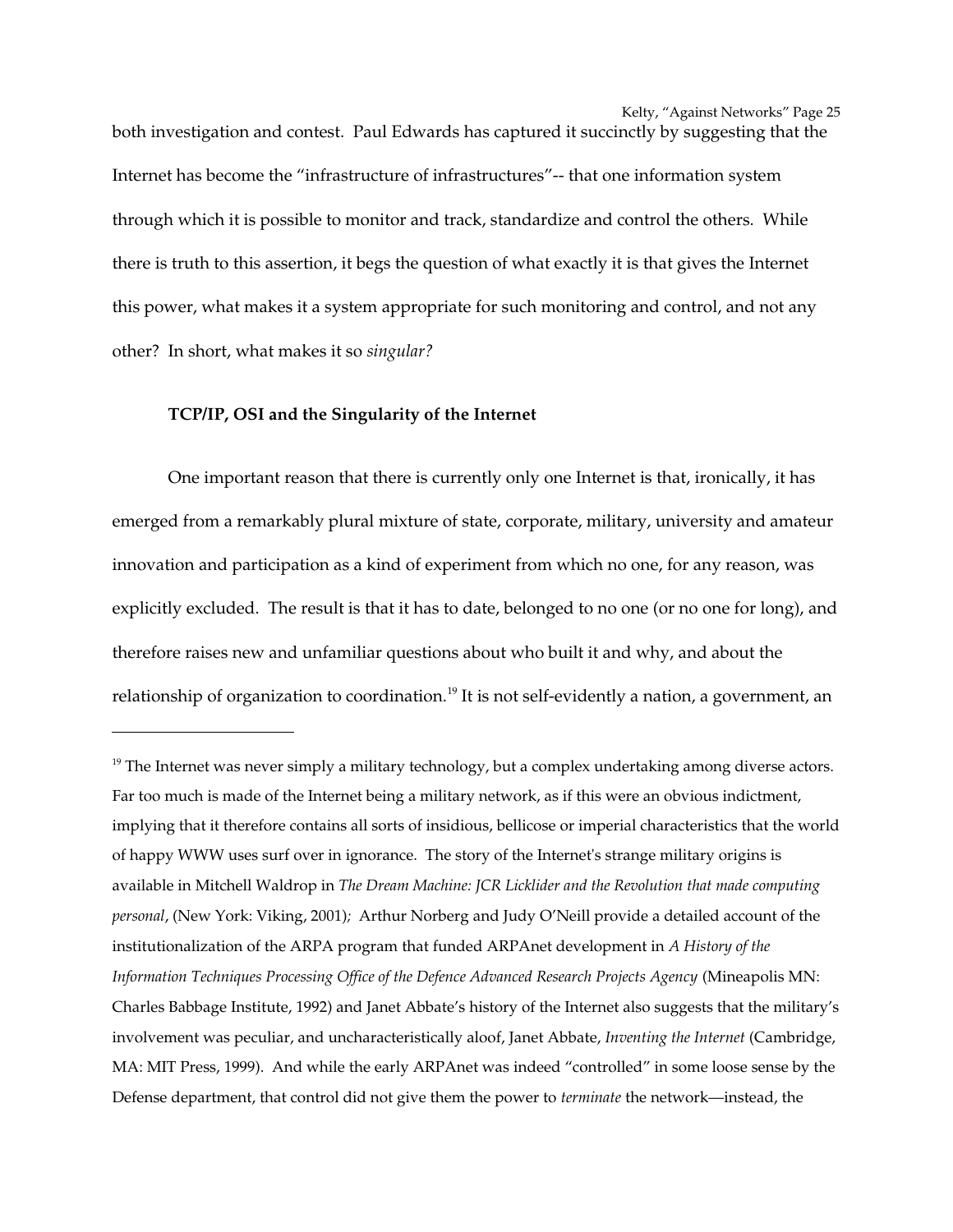both investigation and contest. Paul Edwards has captured it succinctly by suggesting that the Internet has become the "infrastructure of infrastructures"-- that one information system through which it is possible to monitor and track, standardize and control the others. While there is truth to this assertion, it begs the question of what exactly it is that gives the Internet this power, what makes it a system appropriate for such monitoring and control, and not any other? In short, what makes it so *singular?*

### TCP/IP, OSI and the Singularity of the Internet

One important reason that there is currently only one Internet is that, ironically, it has emerged from a remarkably plural mixture of state, corporate, military, university and amateur innovation and participation as a kind of experiment from which no one, for any reason, was explicitly excluded. The result is that it has to date, belonged to no one (or no one for long), and therefore raises new and unfamiliar questions about who built it and why, and about the relationship of organization to coordination.[19] It is not self-evidently a nation, a government, an

---

[19] The Internet was never simply a military technology, but a complex undertaking among diverse actors. Far too much is made of the Internet being a military network, as if this were an obvious indictment, implying that it therefore contains all sorts of insidious, bellicose or imperial characteristics that the world of happy WWW uses surf over in ignorance. The story of the Internet's strange military origins is available in Mitchell Waldrop in *The Dream Machine: JCR Licklider and the Revolution that made computing personal*, (New York: Viking, 2001); Arthur Norberg and Judy O'Neill provide a detailed account of the institutionalization of the ARPA program that funded ARPAnet development in *A History of the Information Techniques Processing Office of the Defence Advanced Research Projects Agency* (Mineapolis MN: Charles Babbage Institute, 1992) and Janet Abbate's history of the Internet also suggests that the military's involvement was peculiar, and uncharacteristically aloof, Janet Abbate, *Inventing the Internet* (Cambridge, MA: MIT Press, 1999). And while the early ARPAnet was indeed "controlled" in some loose sense by the Defense department, that control did not give them the power to *terminate* the network—instead, the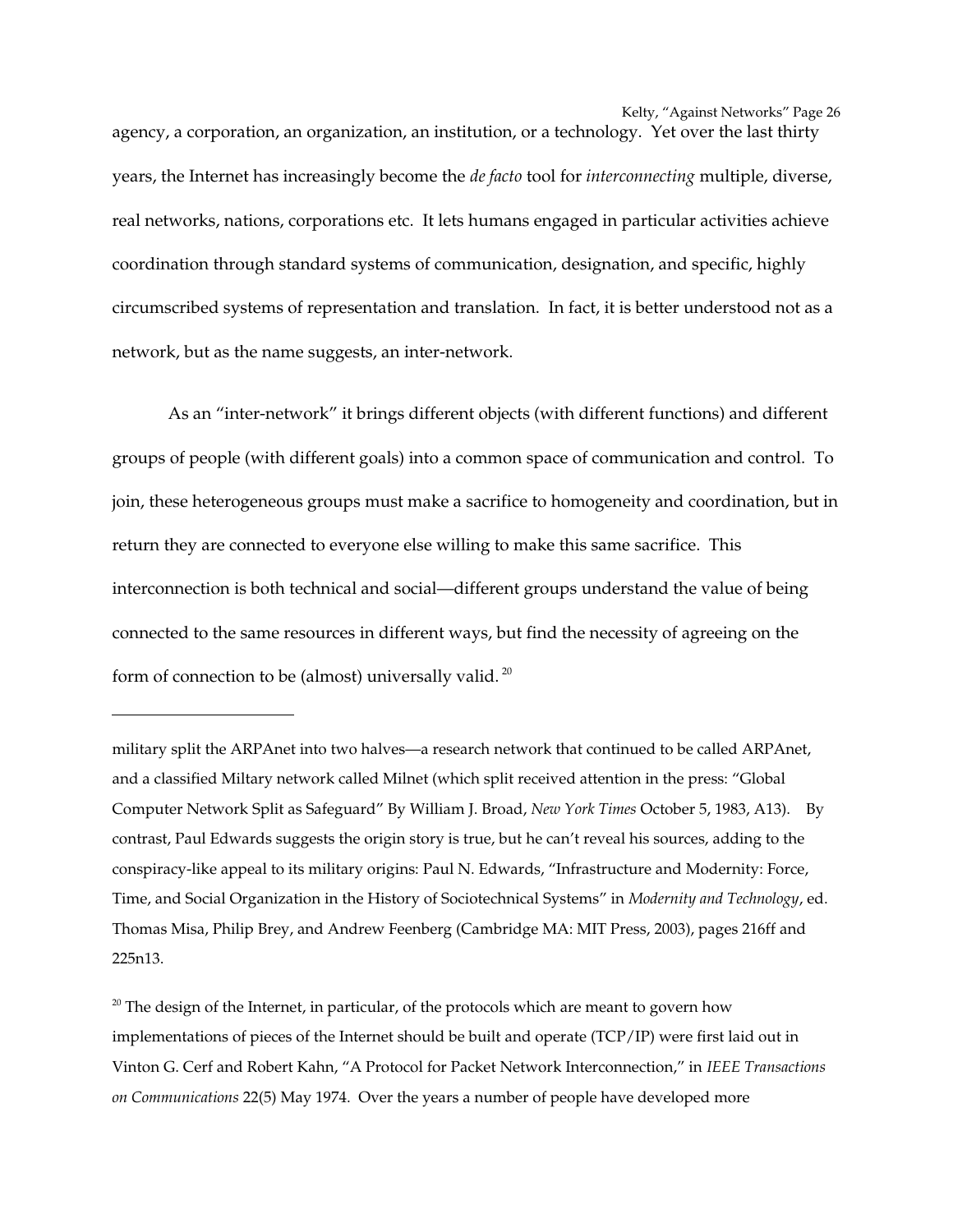agency, a corporation, an organization, an institution, or a technology. Yet over the last thirty years, the Internet has increasingly become the *de facto* tool for *interconnecting* multiple, diverse, real networks, nations, corporations etc. It lets humans engaged in particular activities achieve coordination through standard systems of communication, designation, and specific, highly circumscribed systems of representation and translation. In fact, it is better understood not as a network, but as the name suggests, an inter-network.

As an "inter-network" it brings different objects (with different functions) and different groups of people (with different goals) into a common space of communication and control. To join, these heterogeneous groups must make a sacrifice to homogeneity and coordination, but in return they are connected to everyone else willing to make this same sacrifice. This interconnection is both technical and social—different groups understand the value of being connected to the same resources in different ways, but find the necessity of agreeing on the form of connection to be (almost) universally valid. [20]

---

military split the ARPAnet into two halves—a research network that continued to be called ARPAnet, and a classified Miltary network called Milnet (which split received attention in the press: "Global Computer Network Split as Safeguard" By William J. Broad, *New York Times* October 5, 1983, A13). By contrast, Paul Edwards suggests the origin story is true, but he can't reveal his sources, adding to the conspiracy-like appeal to its military origins: Paul N. Edwards, "Infrastructure and Modernity: Force, Time, and Social Organization in the History of Sociotechnical Systems" in *Modernity and Technology*, ed. Thomas Misa, Philip Brey, and Andrew Feenberg (Cambridge MA: MIT Press, 2003), pages 216ff and 225n13.

[20] The design of the Internet, in particular, of the protocols which are meant to govern how implementations of pieces of the Internet should be built and operate (TCP/IP) were first laid out in Vinton G. Cerf and Robert Kahn, "A Protocol for Packet Network Interconnection," in *IEEE Transactions on Communications* 22(5) May 1974. Over the years a number of people have developed more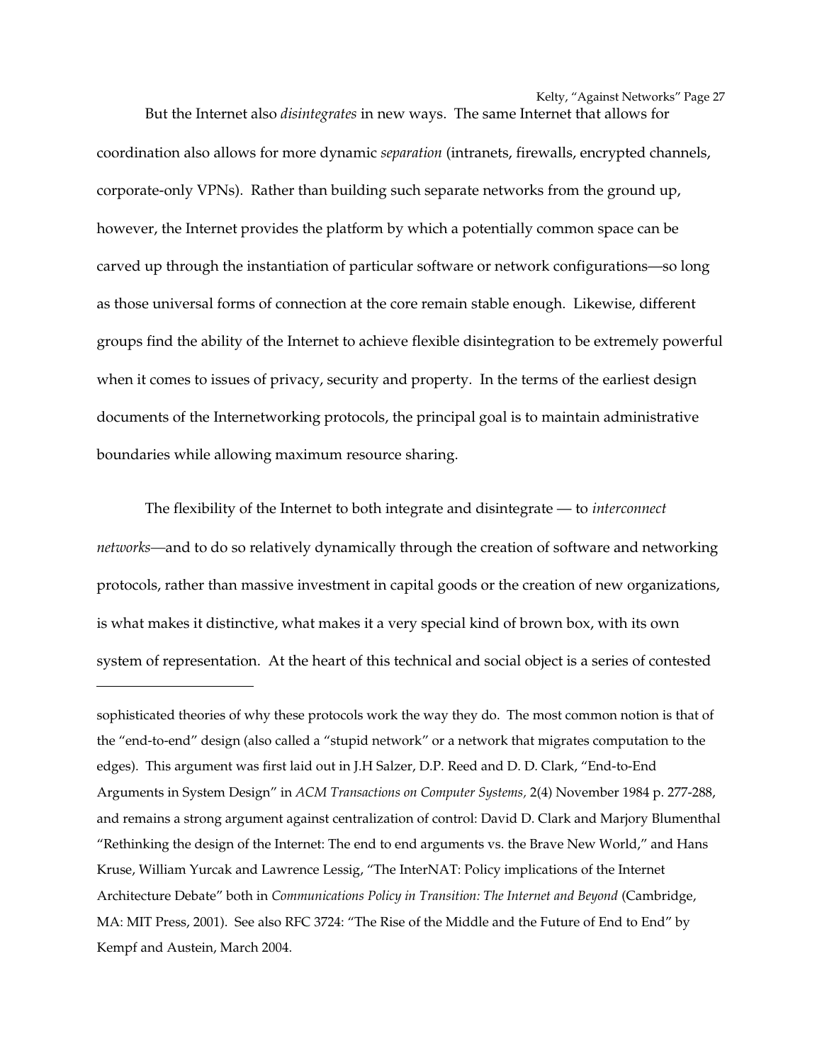But the Internet also *disintegrates* in new ways. The same Internet that allows for coordination also allows for more dynamic *separation* (intranets, firewalls, encrypted channels, corporate-only VPNs). Rather than building such separate networks from the ground up, however, the Internet provides the platform by which a potentially common space can be carved up through the instantiation of particular software or network configurations—so long as those universal forms of connection at the core remain stable enough. Likewise, different groups find the ability of the Internet to achieve flexible disintegration to be extremely powerful when it comes to issues of privacy, security and property. In the terms of the earliest design documents of the Internetworking protocols, the principal goal is to maintain administrative boundaries while allowing maximum resource sharing.

The flexibility of the Internet to both integrate and disintegrate — to *interconnect networks*—and to do so relatively dynamically through the creation of software and networking protocols, rather than massive investment in capital goods or the creation of new organizations, is what makes it distinctive, what makes it a very special kind of brown box, with its own system of representation. At the heart of this technical and social object is a series of contested

---

sophisticated theories of why these protocols work the way they do. The most common notion is that of the "end-to-end" design (also called a "stupid network" or a network that migrates computation to the edges). This argument was first laid out in J.H Salzer, D.P. Reed and D. D. Clark, "End-to-End Arguments in System Design" in *ACM Transactions on Computer Systems,* 2(4) November 1984 p. 277-288, and remains a strong argument against centralization of control: David D. Clark and Marjory Blumenthal "Rethinking the design of the Internet: The end to end arguments vs. the Brave New World," and Hans Kruse, William Yurcak and Lawrence Lessig, "The InterNAT: Policy implications of the Internet Architecture Debate" both in *Communications Policy in Transition: The Internet and Beyond* (Cambridge, MA: MIT Press, 2001). See also RFC 3724: "The Rise of the Middle and the Future of End to End" by Kempf and Austein, March 2004.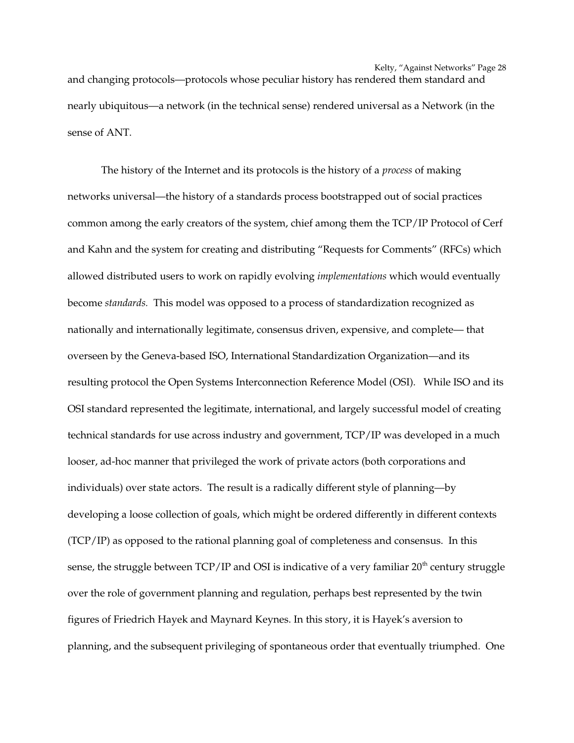and changing protocols—protocols whose peculiar history has rendered them standard and nearly ubiquitous—a network (in the technical sense) rendered universal as a Network (in the sense of ANT.

The history of the Internet and its protocols is the history of a *process* of making networks universal—the history of a standards process bootstrapped out of social practices common among the early creators of the system, chief among them the TCP/IP Protocol of Cerf and Kahn and the system for creating and distributing "Requests for Comments" (RFCs) which allowed distributed users to work on rapidly evolving *implementations* which would eventually become *standards.* This model was opposed to a process of standardization recognized as nationally and internationally legitimate, consensus driven, expensive, and complete— that overseen by the Geneva-based ISO, International Standardization Organization—and its resulting protocol the Open Systems Interconnection Reference Model (OSI). While ISO and its OSI standard represented the legitimate, international, and largely successful model of creating technical standards for use across industry and government, TCP/IP was developed in a much looser, ad-hoc manner that privileged the work of private actors (both corporations and individuals) over state actors. The result is a radically different style of planning—by developing a loose collection of goals, which might be ordered differently in different contexts (TCP/IP) as opposed to the rational planning goal of completeness and consensus. In this sense, the struggle between TCP/IP and OSI is indicative of a very familiar 20th century struggle over the role of government planning and regulation, perhaps best represented by the twin figures of Friedrich Hayek and Maynard Keynes. In this story, it is Hayek's aversion to planning, and the subsequent privileging of spontaneous order that eventually triumphed. One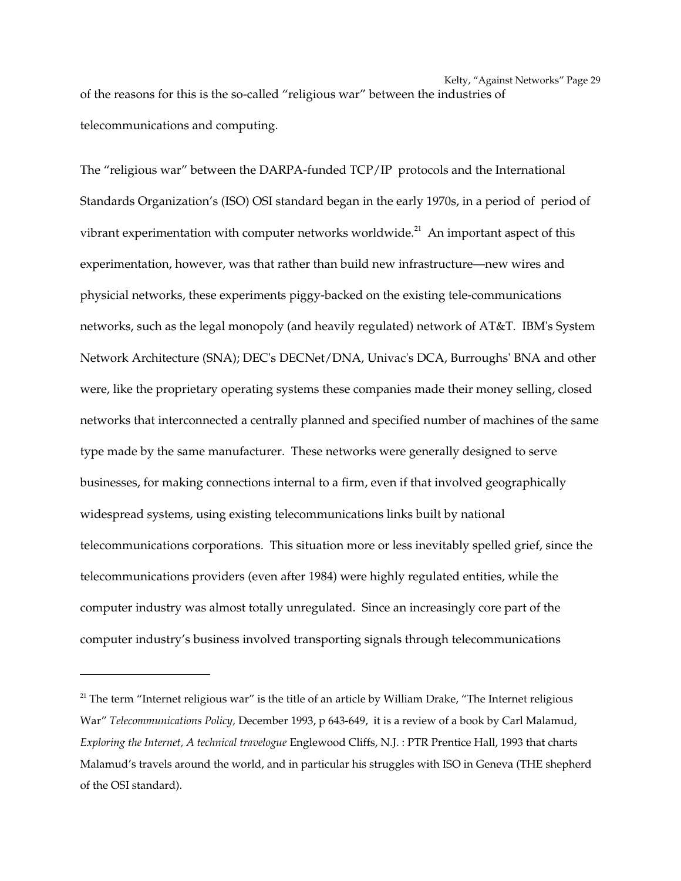of the reasons for this is the so-called "religious war" between the industries of telecommunications and computing.

The "religious war" between the DARPA-funded TCP/IP protocols and the International Standards Organization's (ISO) OSI standard began in the early 1970s, in a period of period of vibrant experimentation with computer networks worldwide.[21] An important aspect of this experimentation, however, was that rather than build new infrastructure—new wires and physicial networks, these experiments piggy-backed on the existing tele-communications networks, such as the legal monopoly (and heavily regulated) network of AT&T. IBM's System Network Architecture (SNA); DEC's DECNet/DNA, Univac's DCA, Burroughs' BNA and other were, like the proprietary operating systems these companies made their money selling, closed networks that interconnected a centrally planned and specified number of machines of the same type made by the same manufacturer. These networks were generally designed to serve businesses, for making connections internal to a firm, even if that involved geographically widespread systems, using existing telecommunications links built by national telecommunications corporations. This situation more or less inevitably spelled grief, since the telecommunications providers (even after 1984) were highly regulated entities, while the computer industry was almost totally unregulated. Since an increasingly core part of the computer industry's business involved transporting signals through telecommunications

---

[21] The term "Internet religious war" is the title of an article by William Drake, "The Internet religious War" *Telecommunications Policy,* December 1993, p 643-649, it is a review of a book by Carl Malamud, *Exploring the Internet, A technical travelogue* Englewood Cliffs, N.J. : PTR Prentice Hall, 1993 that charts Malamud's travels around the world, and in particular his struggles with ISO in Geneva (THE shepherd of the OSI standard).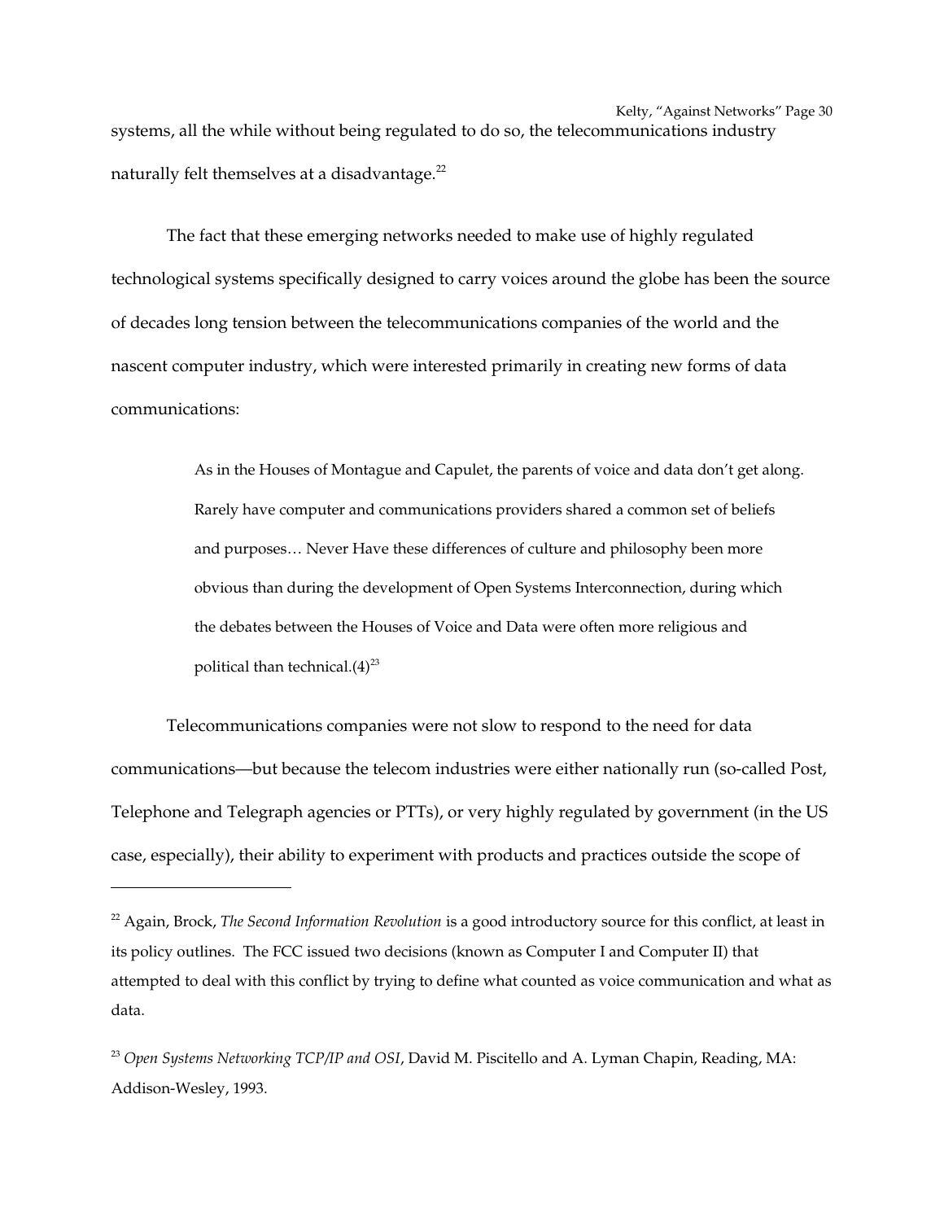systems, all the while without being regulated to do so, the telecommunications industry naturally felt themselves at a disadvantage.[22]

The fact that these emerging networks needed to make use of highly regulated technological systems specifically designed to carry voices around the globe has been the source of decades long tension between the telecommunications companies of the world and the nascent computer industry, which were interested primarily in creating new forms of data communications:

> As in the Houses of Montague and Capulet, the parents of voice and data don't get along. Rarely have computer and communications providers shared a common set of beliefs and purposes… Never Have these differences of culture and philosophy been more obvious than during the development of Open Systems Interconnection, during which the debates between the Houses of Voice and Data were often more religious and political than technical.(4)[23]

Telecommunications companies were not slow to respond to the need for data communications—but because the telecom industries were either nationally run (so-called Post, Telephone and Telegraph agencies or PTTs), or very highly regulated by government (in the US case, especially), their ability to experiment with products and practices outside the scope of

---

[22] Again, Brock, *The Second Information Revolution* is a good introductory source for this conflict, at least in its policy outlines. The FCC issued two decisions (known as Computer I and Computer II) that attempted to deal with this conflict by trying to define what counted as voice communication and what as data.

[23] *Open Systems Networking TCP/IP and OSI*, David M. Piscitello and A. Lyman Chapin, Reading, MA: Addison-Wesley, 1993.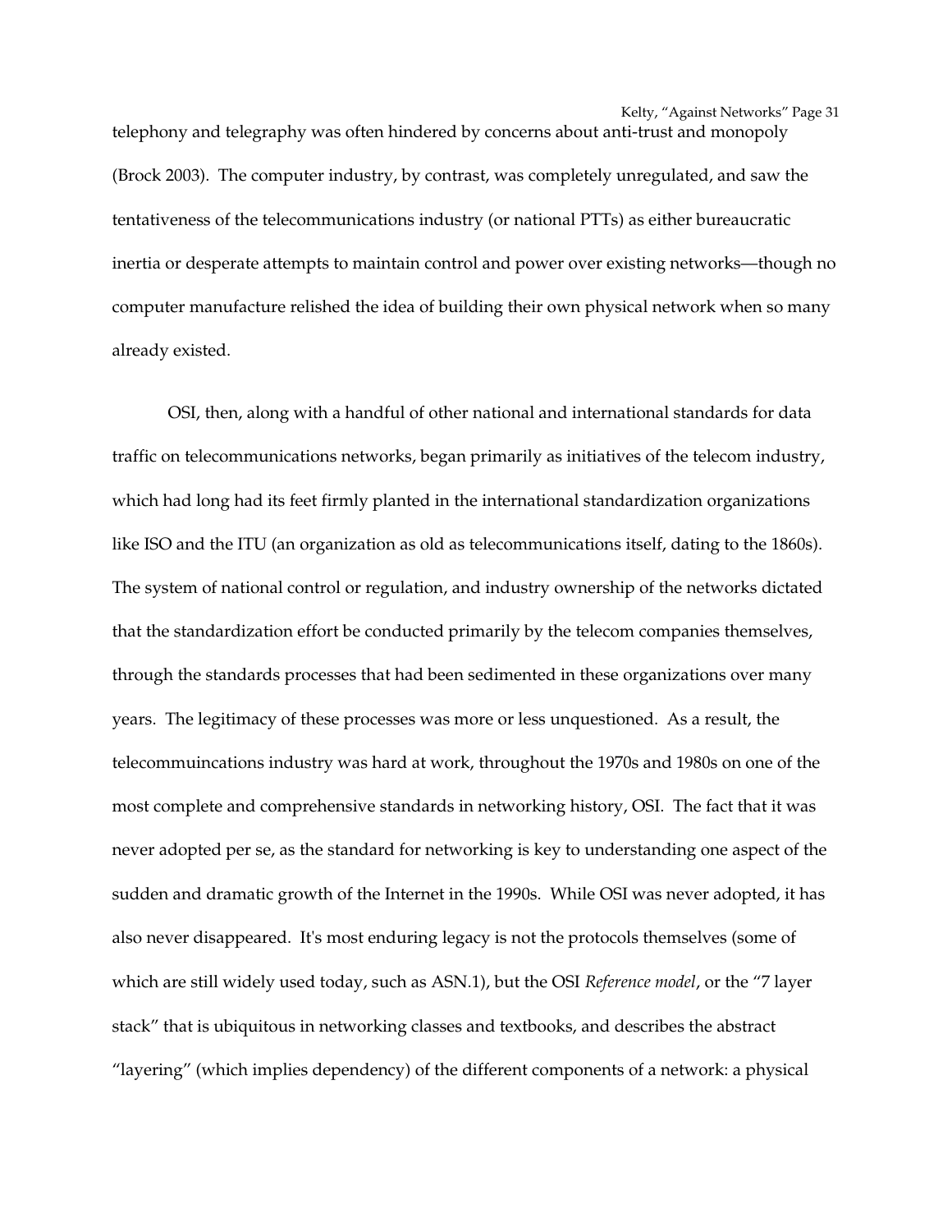telephony and telegraphy was often hindered by concerns about anti-trust and monopoly (Brock 2003). The computer industry, by contrast, was completely unregulated, and saw the tentativeness of the telecommunications industry (or national PTTs) as either bureaucratic inertia or desperate attempts to maintain control and power over existing networks—though no computer manufacture relished the idea of building their own physical network when so many already existed.

OSI, then, along with a handful of other national and international standards for data traffic on telecommunications networks, began primarily as initiatives of the telecom industry, which had long had its feet firmly planted in the international standardization organizations like ISO and the ITU (an organization as old as telecommunications itself, dating to the 1860s). The system of national control or regulation, and industry ownership of the networks dictated that the standardization effort be conducted primarily by the telecom companies themselves, through the standards processes that had been sedimented in these organizations over many years. The legitimacy of these processes was more or less unquestioned. As a result, the telecommuincations industry was hard at work, throughout the 1970s and 1980s on one of the most complete and comprehensive standards in networking history, OSI. The fact that it was never adopted per se, as the standard for networking is key to understanding one aspect of the sudden and dramatic growth of the Internet in the 1990s. While OSI was never adopted, it has also never disappeared. It's most enduring legacy is not the protocols themselves (some of which are still widely used today, such as ASN.1), but the OSI *Reference model*, or the "7 layer stack" that is ubiquitous in networking classes and textbooks, and describes the abstract "layering" (which implies dependency) of the different components of a network: a physical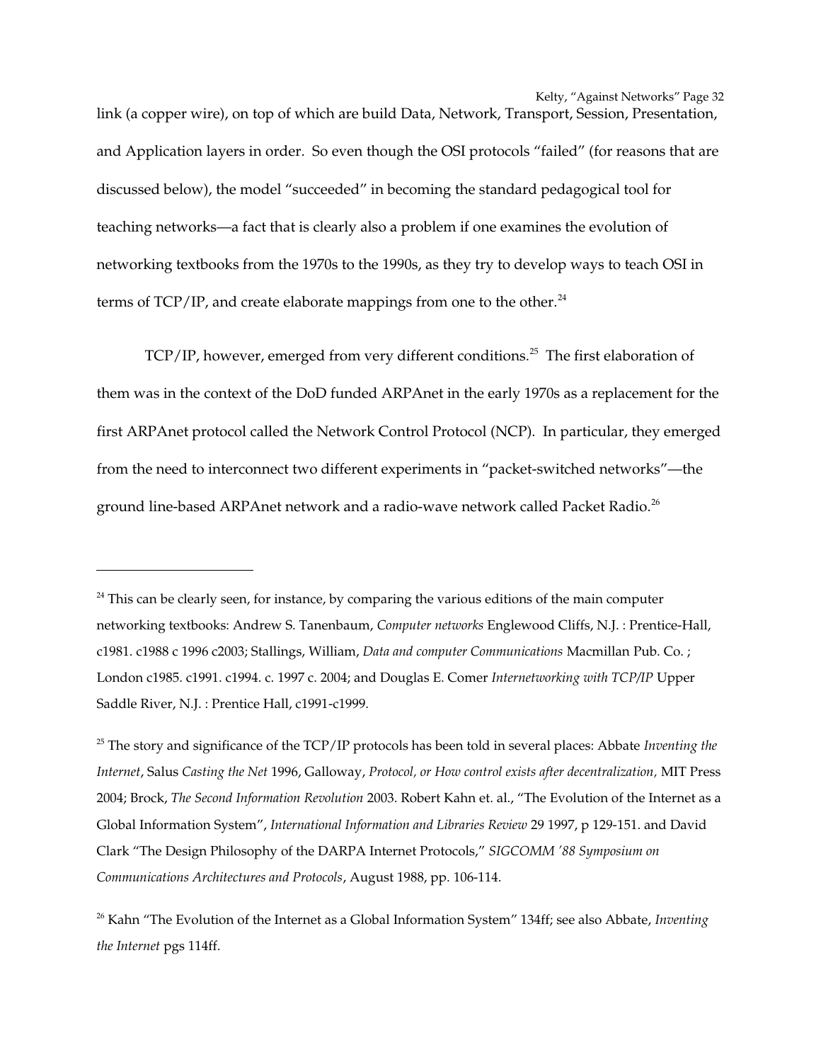link (a copper wire), on top of which are build Data, Network, Transport, Session, Presentation, and Application layers in order. So even though the OSI protocols "failed" (for reasons that are discussed below), the model "succeeded" in becoming the standard pedagogical tool for teaching networks—a fact that is clearly also a problem if one examines the evolution of networking textbooks from the 1970s to the 1990s, as they try to develop ways to teach OSI in terms of TCP/IP, and create elaborate mappings from one to the other.[24]

TCP/IP, however, emerged from very different conditions.[25] The first elaboration of them was in the context of the DoD funded ARPAnet in the early 1970s as a replacement for the first ARPAnet protocol called the Network Control Protocol (NCP). In particular, they emerged from the need to interconnect two different experiments in "packet-switched networks"—the ground line-based ARPAnet network and a radio-wave network called Packet Radio.[26]

---

[24] This can be clearly seen, for instance, by comparing the various editions of the main computer networking textbooks: Andrew S. Tanenbaum, *Computer networks* Englewood Cliffs, N.J. : Prentice-Hall, c1981. c1988 c 1996 c2003; Stallings, William, *Data and computer Communications* Macmillan Pub. Co. ; London c1985. c1991. c1994. c. 1997 c. 2004; and Douglas E. Comer *Internetworking with TCP/IP* Upper Saddle River, N.J. : Prentice Hall, c1991-c1999.

[25] The story and significance of the TCP/IP protocols has been told in several places: Abbate *Inventing the Internet*, Salus *Casting the Net* 1996, Galloway, *Protocol, or How control exists after decentralization,* MIT Press 2004; Brock, *The Second Information Revolution* 2003. Robert Kahn et. al., "The Evolution of the Internet as a Global Information System", *International Information and Libraries Review* 29 1997, p 129-151. and David Clark "The Design Philosophy of the DARPA Internet Protocols," *SIGCOMM '88 Symposium on Communications Architectures and Protocols*, August 1988, pp. 106-114.

[26] Kahn "The Evolution of the Internet as a Global Information System" 134ff; see also Abbate, *Inventing the Internet* pgs 114ff.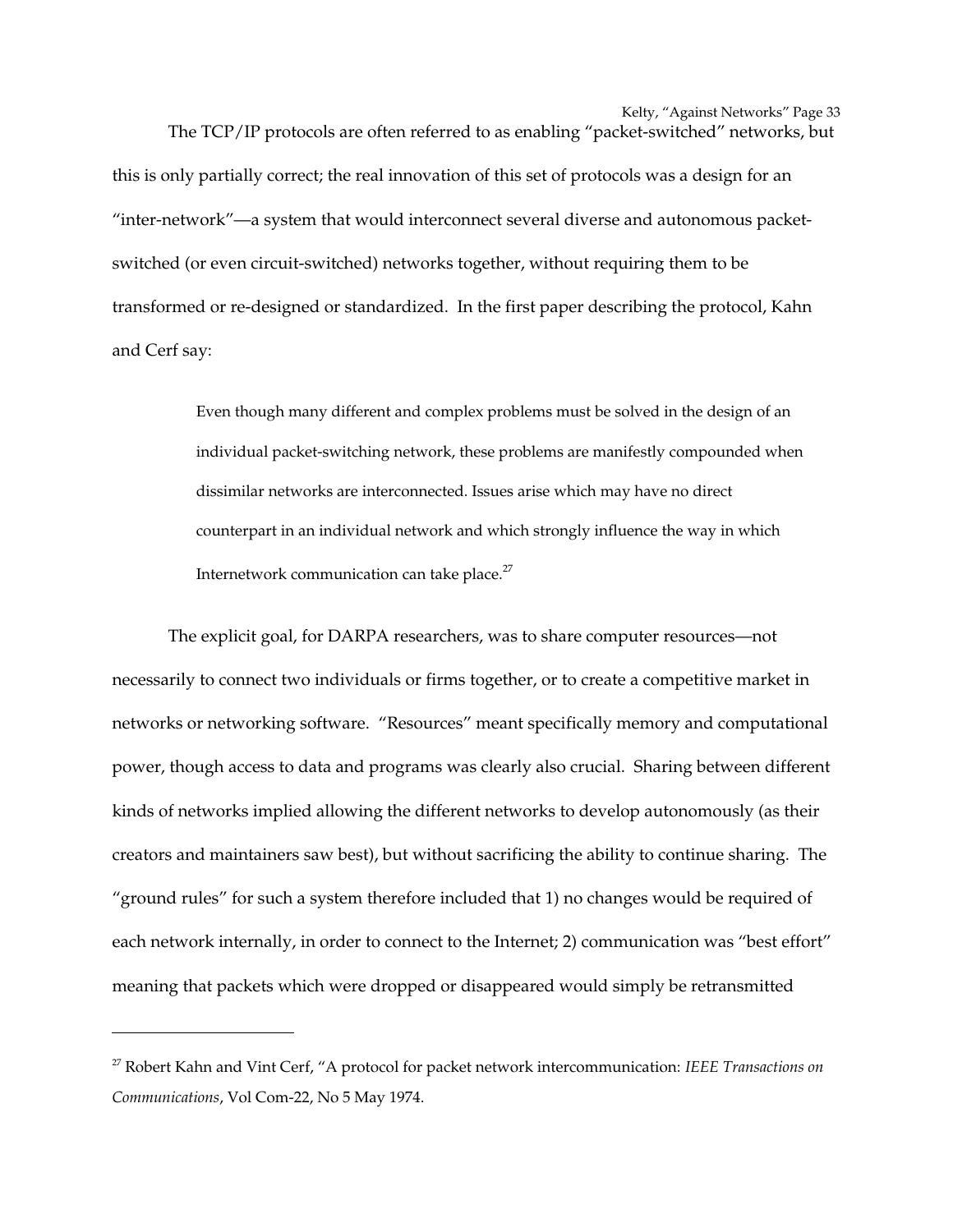The TCP/IP protocols are often referred to as enabling "packet-switched" networks, but this is only partially correct; the real innovation of this set of protocols was a design for an "inter-network"—a system that would interconnect several diverse and autonomous packet-switched (or even circuit-switched) networks together, without requiring them to be transformed or re-designed or standardized. In the first paper describing the protocol, Kahn and Cerf say:

> Even though many different and complex problems must be solved in the design of an individual packet-switching network, these problems are manifestly compounded when dissimilar networks are interconnected. Issues arise which may have no direct counterpart in an individual network and which strongly influence the way in which Internetwork communication can take place.[27]

The explicit goal, for DARPA researchers, was to share computer resources—not necessarily to connect two individuals or firms together, or to create a competitive market in networks or networking software. "Resources" meant specifically memory and computational power, though access to data and programs was clearly also crucial. Sharing between different kinds of networks implied allowing the different networks to develop autonomously (as their creators and maintainers saw best), but without sacrificing the ability to continue sharing. The "ground rules" for such a system therefore included that 1) no changes would be required of each network internally, in order to connect to the Internet; 2) communication was "best effort" meaning that packets which were dropped or disappeared would simply be retransmitted

---

[27] Robert Kahn and Vint Cerf, "A protocol for packet network intercommunication: *IEEE Transactions on Communications*, Vol Com-22, No 5 May 1974.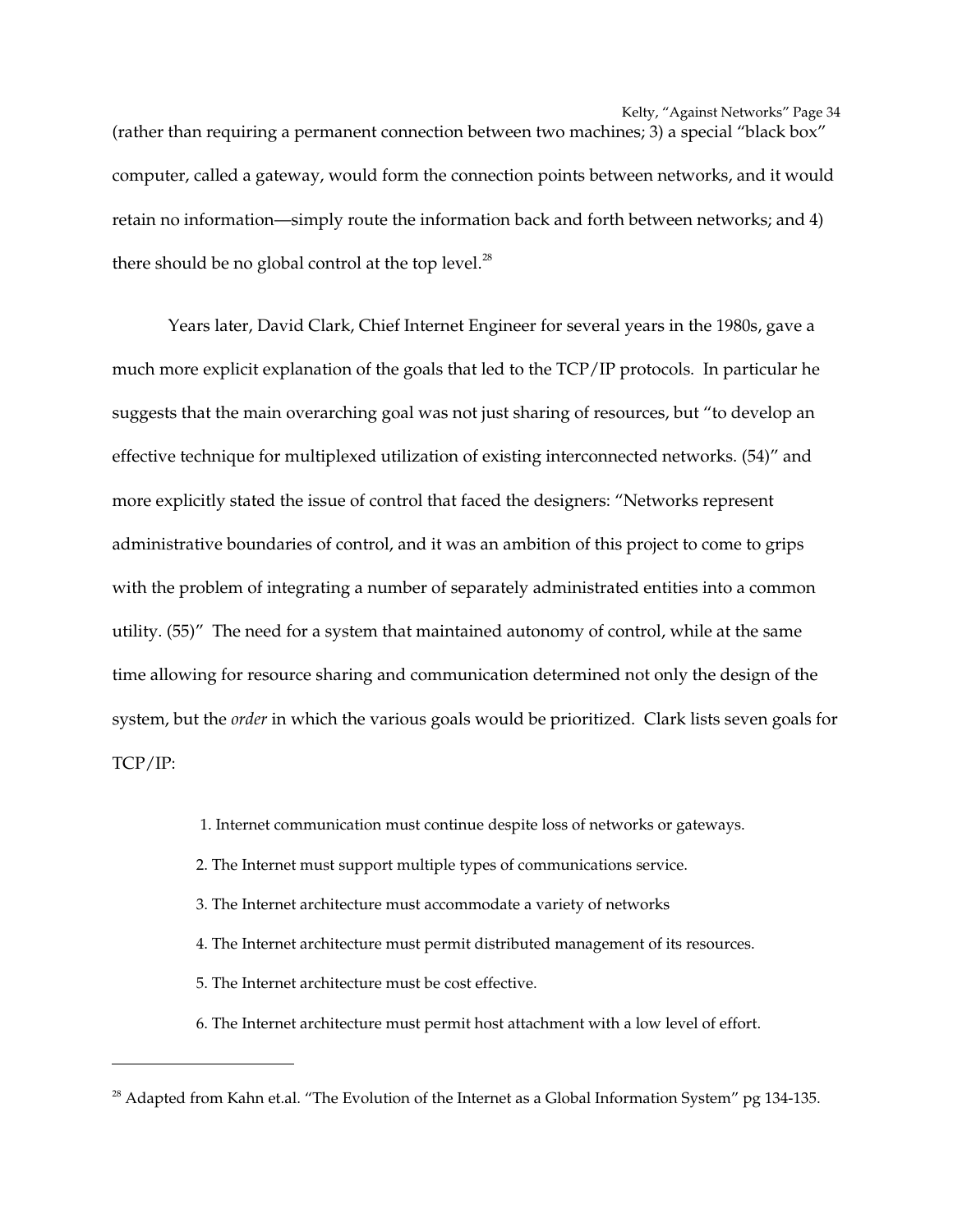(rather than requiring a permanent connection between two machines; 3) a special "black box" computer, called a gateway, would form the connection points between networks, and it would retain no information—simply route the information back and forth between networks; and 4) there should be no global control at the top level.[28]

Years later, David Clark, Chief Internet Engineer for several years in the 1980s, gave a much more explicit explanation of the goals that led to the TCP/IP protocols. In particular he suggests that the main overarching goal was not just sharing of resources, but "to develop an effective technique for multiplexed utilization of existing interconnected networks. (54)" and more explicitly stated the issue of control that faced the designers: "Networks represent administrative boundaries of control, and it was an ambition of this project to come to grips with the problem of integrating a number of separately administrated entities into a common utility. (55)" The need for a system that maintained autonomy of control, while at the same time allowing for resource sharing and communication determined not only the design of the system, but the *order* in which the various goals would be prioritized. Clark lists seven goals for TCP/IP:

1. Internet communication must continue despite loss of networks or gateways.
2. The Internet must support multiple types of communications service.
3. The Internet architecture must accommodate a variety of networks
4. The Internet architecture must permit distributed management of its resources.
5. The Internet architecture must be cost effective.
6. The Internet architecture must permit host attachment with a low level of effort.

[28] Adapted from Kahn et.al. "The Evolution of the Internet as a Global Information System" pg 134-135.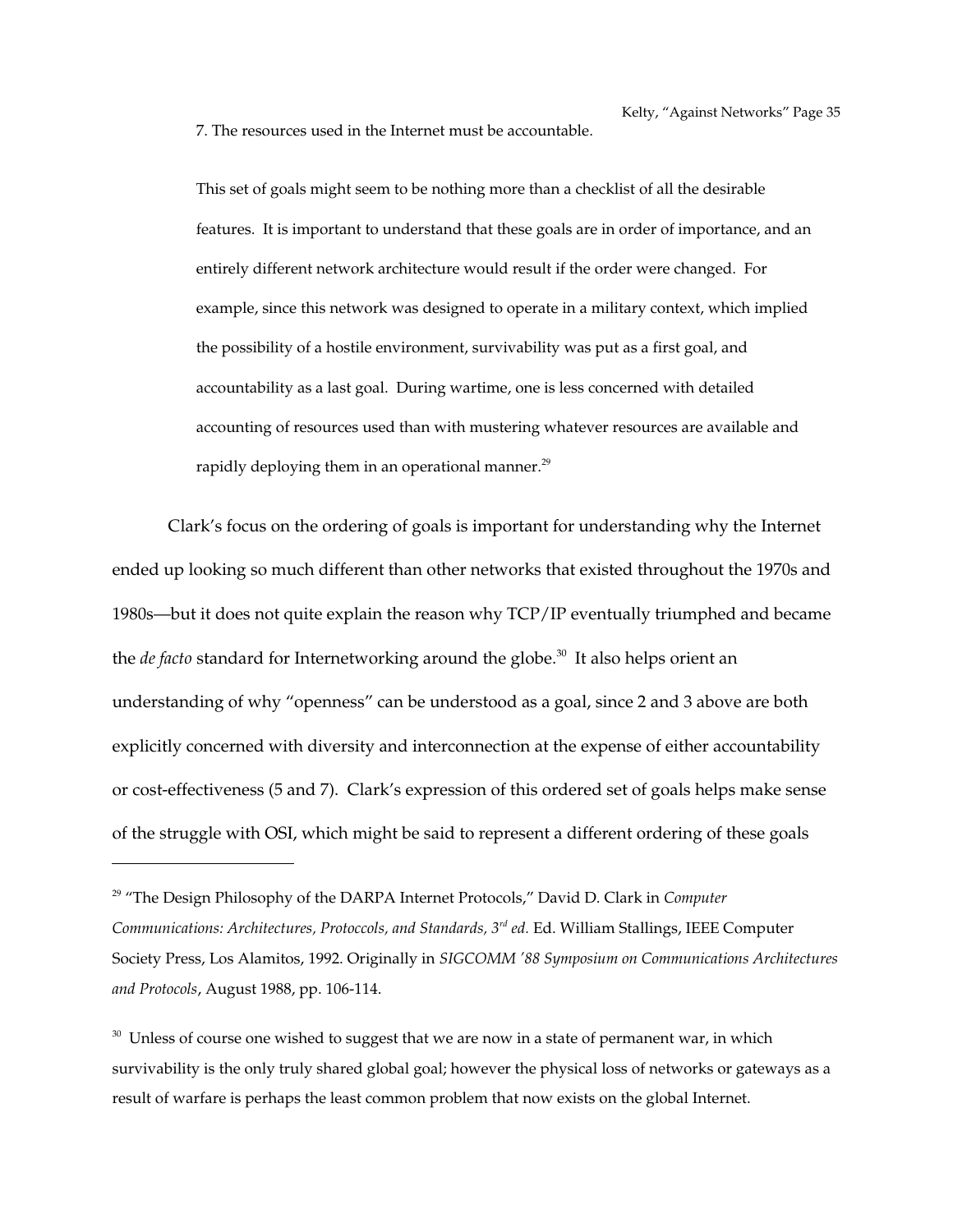7. The resources used in the Internet must be accountable.

> This set of goals might seem to be nothing more than a checklist of all the desirable features. It is important to understand that these goals are in order of importance, and an entirely different network architecture would result if the order were changed. For example, since this network was designed to operate in a military context, which implied the possibility of a hostile environment, survivability was put as a first goal, and accountability as a last goal. During wartime, one is less concerned with detailed accounting of resources used than with mustering whatever resources are available and rapidly deploying them in an operational manner.[29]

Clark's focus on the ordering of goals is important for understanding why the Internet ended up looking so much different than other networks that existed throughout the 1970s and 1980s—but it does not quite explain the reason why TCP/IP eventually triumphed and became the *de facto* standard for Internetworking around the globe.[30] It also helps orient an understanding of why "openness" can be understood as a goal, since 2 and 3 above are both explicitly concerned with diversity and interconnection at the expense of either accountability or cost-effectiveness (5 and 7). Clark's expression of this ordered set of goals helps make sense of the struggle with OSI, which might be said to represent a different ordering of these goals

---

[29] "The Design Philosophy of the DARPA Internet Protocols," David D. Clark in *Computer Communications: Architectures, Protoccols, and Standards, 3rd ed.* Ed. William Stallings, IEEE Computer Society Press, Los Alamitos, 1992. Originally in *SIGCOMM '88 Symposium on Communications Architectures and Protocols*, August 1988, pp. 106-114.

[30] Unless of course one wished to suggest that we are now in a state of permanent war, in which survivability is the only truly shared global goal; however the physical loss of networks or gateways as a result of warfare is perhaps the least common problem that now exists on the global Internet.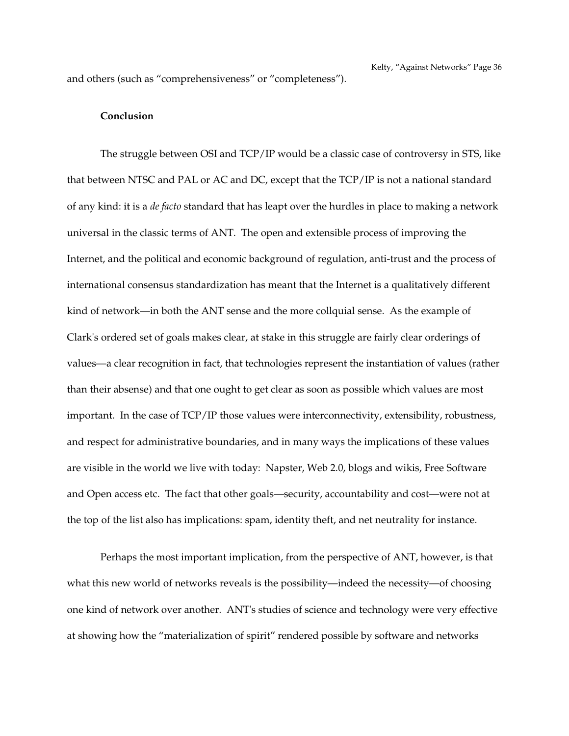and others (such as "comprehensiveness" or "completeness").

**Conclusion**

The struggle between OSI and TCP/IP would be a classic case of controversy in STS, like that between NTSC and PAL or AC and DC, except that the TCP/IP is not a national standard of any kind: it is a *de facto* standard that has leapt over the hurdles in place to making a network universal in the classic terms of ANT. The open and extensible process of improving the Internet, and the political and economic background of regulation, anti-trust and the process of international consensus standardization has meant that the Internet is a qualitatively different kind of network—in both the ANT sense and the more collquial sense. As the example of Clark's ordered set of goals makes clear, at stake in this struggle are fairly clear orderings of values—a clear recognition in fact, that technologies represent the instantiation of values (rather than their absense) and that one ought to get clear as soon as possible which values are most important. In the case of TCP/IP those values were interconnectivity, extensibility, robustness, and respect for administrative boundaries, and in many ways the implications of these values are visible in the world we live with today: Napster, Web 2.0, blogs and wikis, Free Software and Open access etc. The fact that other goals—security, accountability and cost—were not at the top of the list also has implications: spam, identity theft, and net neutrality for instance.

Perhaps the most important implication, from the perspective of ANT, however, is that what this new world of networks reveals is the possibility—indeed the necessity—of choosing one kind of network over another. ANT's studies of science and technology were very effective at showing how the "materialization of spirit" rendered possible by software and networks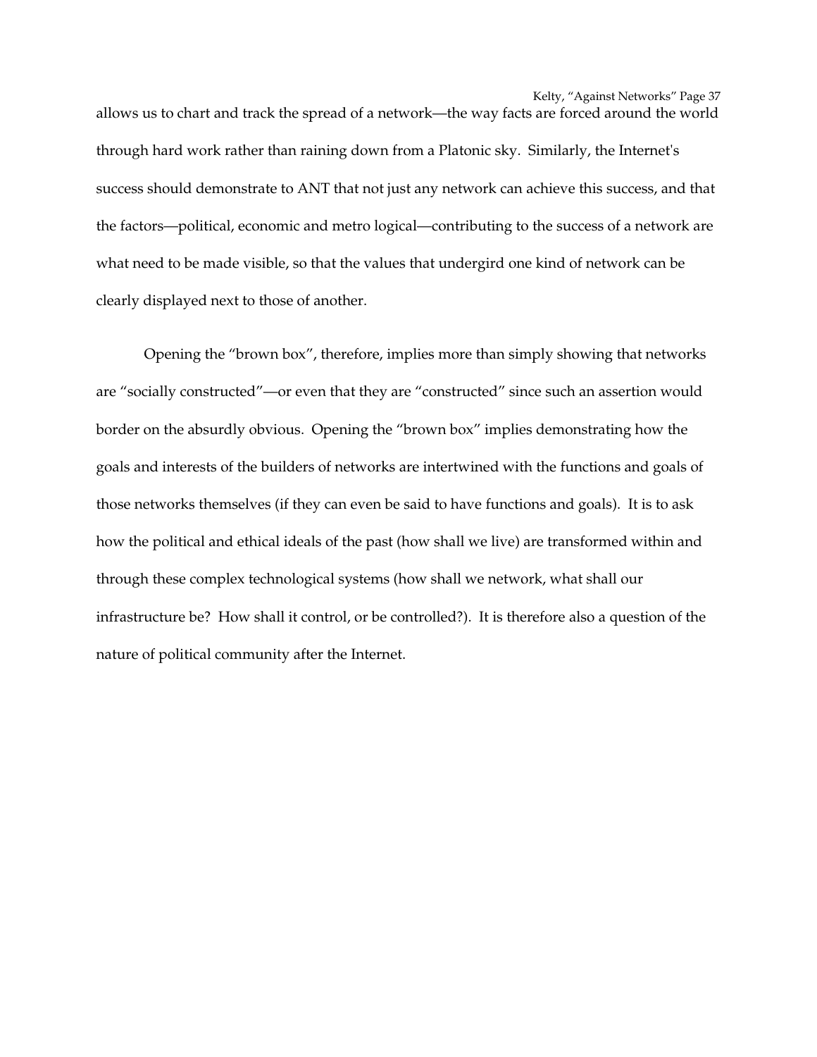allows us to chart and track the spread of a network—the way facts are forced around the world through hard work rather than raining down from a Platonic sky. Similarly, the Internet's success should demonstrate to ANT that not just any network can achieve this success, and that the factors—political, economic and metro logical—contributing to the success of a network are what need to be made visible, so that the values that undergird one kind of network can be clearly displayed next to those of another.

Opening the "brown box", therefore, implies more than simply showing that networks are "socially constructed"—or even that they are "constructed" since such an assertion would border on the absurdly obvious. Opening the "brown box" implies demonstrating how the goals and interests of the builders of networks are intertwined with the functions and goals of those networks themselves (if they can even be said to have functions and goals). It is to ask how the political and ethical ideals of the past (how shall we live) are transformed within and through these complex technological systems (how shall we network, what shall our infrastructure be? How shall it control, or be controlled?). It is therefore also a question of the nature of political community after the Internet.